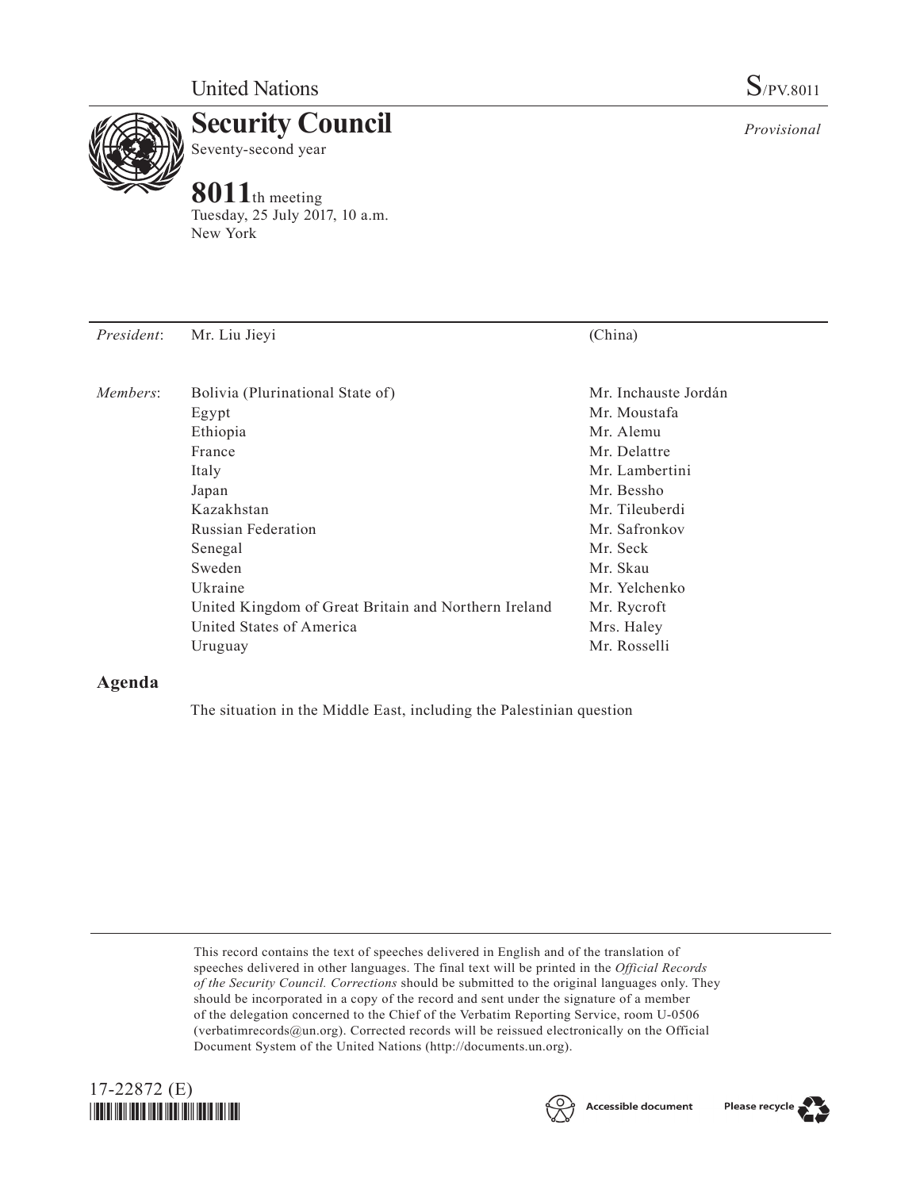United Nations

S/PV.8011

# Security Council

Seventy-second year

*Provisional*

## 8011th meeting

Tuesday, 25 July 2017, 10 a.m.
New York

| | | |
|---|---|---|
| *President*: | Mr. Liu Jieyi | (China) |
| *Members*: | Bolivia (Plurinational State of) | Mr. Inchauste Jordán |
| | Egypt | Mr. Moustafa |
| | Ethiopia | Mr. Alemu |
| | France | Mr. Delattre |
| | Italy | Mr. Lambertini |
| | Japan | Mr. Bessho |
| | Kazakhstan | Mr. Tileuberdi |
| | Russian Federation | Mr. Safronkov |
| | Senegal | Mr. Seck |
| | Sweden | Mr. Skau |
| | Ukraine | Mr. Yelchenko |
| | United Kingdom of Great Britain and Northern Ireland | Mr. Rycroft |
| | United States of America | Mrs. Haley |
| | Uruguay | Mr. Rosselli |

## Agenda

The situation in the Middle East, including the Palestinian question

This record contains the text of speeches delivered in English and of the translation of speeches delivered in other languages. The final text will be printed in the *Official Records of the Security Council. Corrections* should be submitted to the original languages only. They should be incorporated in a copy of the record and sent under the signature of a member of the delegation concerned to the Chief of the Verbatim Reporting Service, room U-0506 (verbatimrecords@un.org). Corrected records will be reissued electronically on the Official Document System of the United Nations (http://documents.un.org).

17-22872 (E)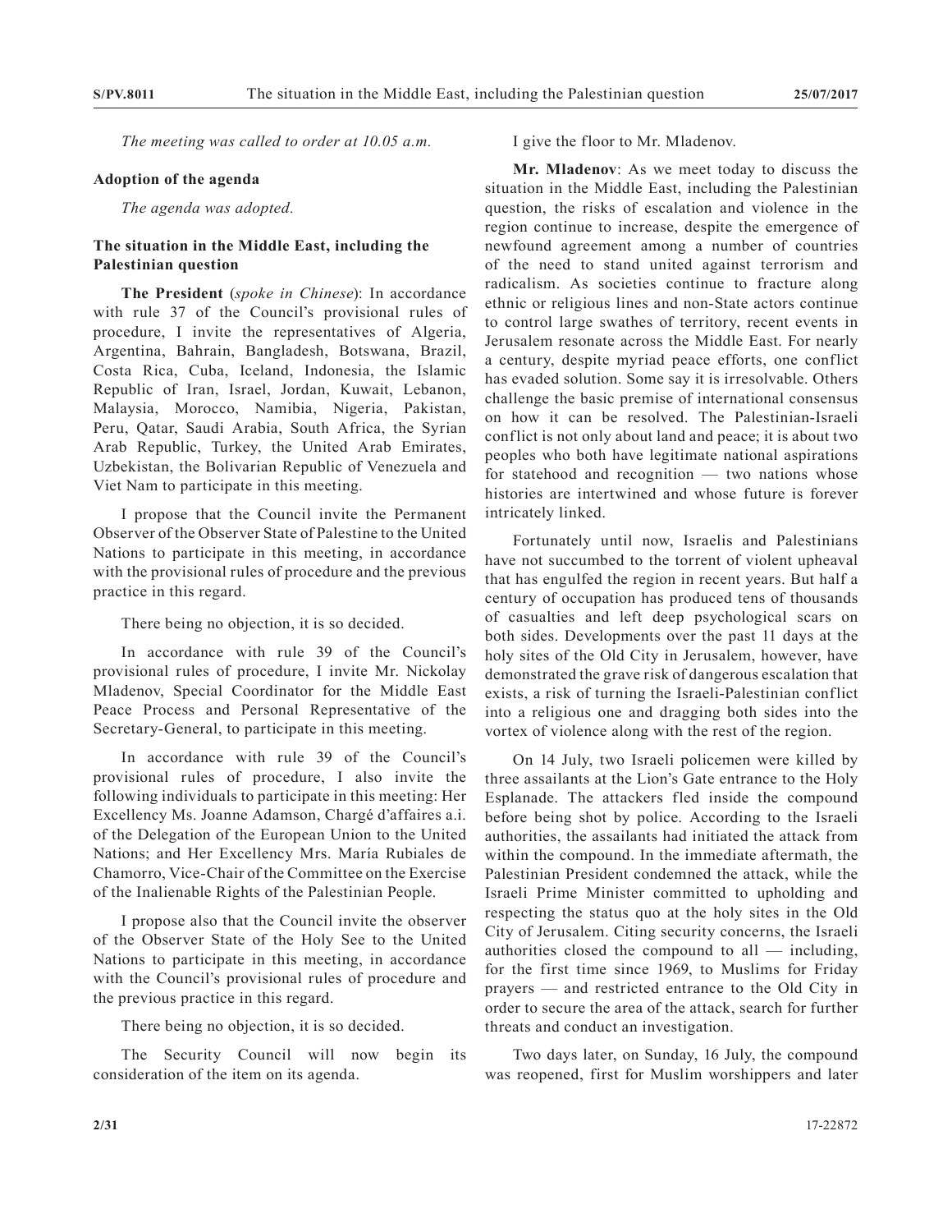*The meeting was called to order at 10.05 a.m.*

**Adoption of the agenda**

*The agenda was adopted.*

**The situation in the Middle East, including the Palestinian question**

**The President** (*spoke in Chinese*): In accordance with rule 37 of the Council's provisional rules of procedure, I invite the representatives of Algeria, Argentina, Bahrain, Bangladesh, Botswana, Brazil, Costa Rica, Cuba, Iceland, Indonesia, the Islamic Republic of Iran, Israel, Jordan, Kuwait, Lebanon, Malaysia, Morocco, Namibia, Nigeria, Pakistan, Peru, Qatar, Saudi Arabia, South Africa, the Syrian Arab Republic, Turkey, the United Arab Emirates, Uzbekistan, the Bolivarian Republic of Venezuela and Viet Nam to participate in this meeting.

I propose that the Council invite the Permanent Observer of the Observer State of Palestine to the United Nations to participate in this meeting, in accordance with the provisional rules of procedure and the previous practice in this regard.

There being no objection, it is so decided.

In accordance with rule 39 of the Council's provisional rules of procedure, I invite Mr. Nickolay Mladenov, Special Coordinator for the Middle East Peace Process and Personal Representative of the Secretary-General, to participate in this meeting.

In accordance with rule 39 of the Council's provisional rules of procedure, I also invite the following individuals to participate in this meeting: Her Excellency Ms. Joanne Adamson, Chargé d'affaires a.i. of the Delegation of the European Union to the United Nations; and Her Excellency Mrs. María Rubiales de Chamorro, Vice-Chair of the Committee on the Exercise of the Inalienable Rights of the Palestinian People.

I propose also that the Council invite the observer of the Observer State of the Holy See to the United Nations to participate in this meeting, in accordance with the Council's provisional rules of procedure and the previous practice in this regard.

There being no objection, it is so decided.

The Security Council will now begin its consideration of the item on its agenda.

I give the floor to Mr. Mladenov.

**Mr. Mladenov**: As we meet today to discuss the situation in the Middle East, including the Palestinian question, the risks of escalation and violence in the region continue to increase, despite the emergence of newfound agreement among a number of countries of the need to stand united against terrorism and radicalism. As societies continue to fracture along ethnic or religious lines and non-State actors continue to control large swathes of territory, recent events in Jerusalem resonate across the Middle East. For nearly a century, despite myriad peace efforts, one conflict has evaded solution. Some say it is irresolvable. Others challenge the basic premise of international consensus on how it can be resolved. The Palestinian-Israeli conflict is not only about land and peace; it is about two peoples who both have legitimate national aspirations for statehood and recognition — two nations whose histories are intertwined and whose future is forever intricately linked.

Fortunately until now, Israelis and Palestinians have not succumbed to the torrent of violent upheaval that has engulfed the region in recent years. But half a century of occupation has produced tens of thousands of casualties and left deep psychological scars on both sides. Developments over the past 11 days at the holy sites of the Old City in Jerusalem, however, have demonstrated the grave risk of dangerous escalation that exists, a risk of turning the Israeli-Palestinian conflict into a religious one and dragging both sides into the vortex of violence along with the rest of the region.

On 14 July, two Israeli policemen were killed by three assailants at the Lion's Gate entrance to the Holy Esplanade. The attackers fled inside the compound before being shot by police. According to the Israeli authorities, the assailants had initiated the attack from within the compound. In the immediate aftermath, the Palestinian President condemned the attack, while the Israeli Prime Minister committed to upholding and respecting the status quo at the holy sites in the Old City of Jerusalem. Citing security concerns, the Israeli authorities closed the compound to all — including, for the first time since 1969, to Muslims for Friday prayers — and restricted entrance to the Old City in order to secure the area of the attack, search for further threats and conduct an investigation.

Two days later, on Sunday, 16 July, the compound was reopened, first for Muslim worshippers and later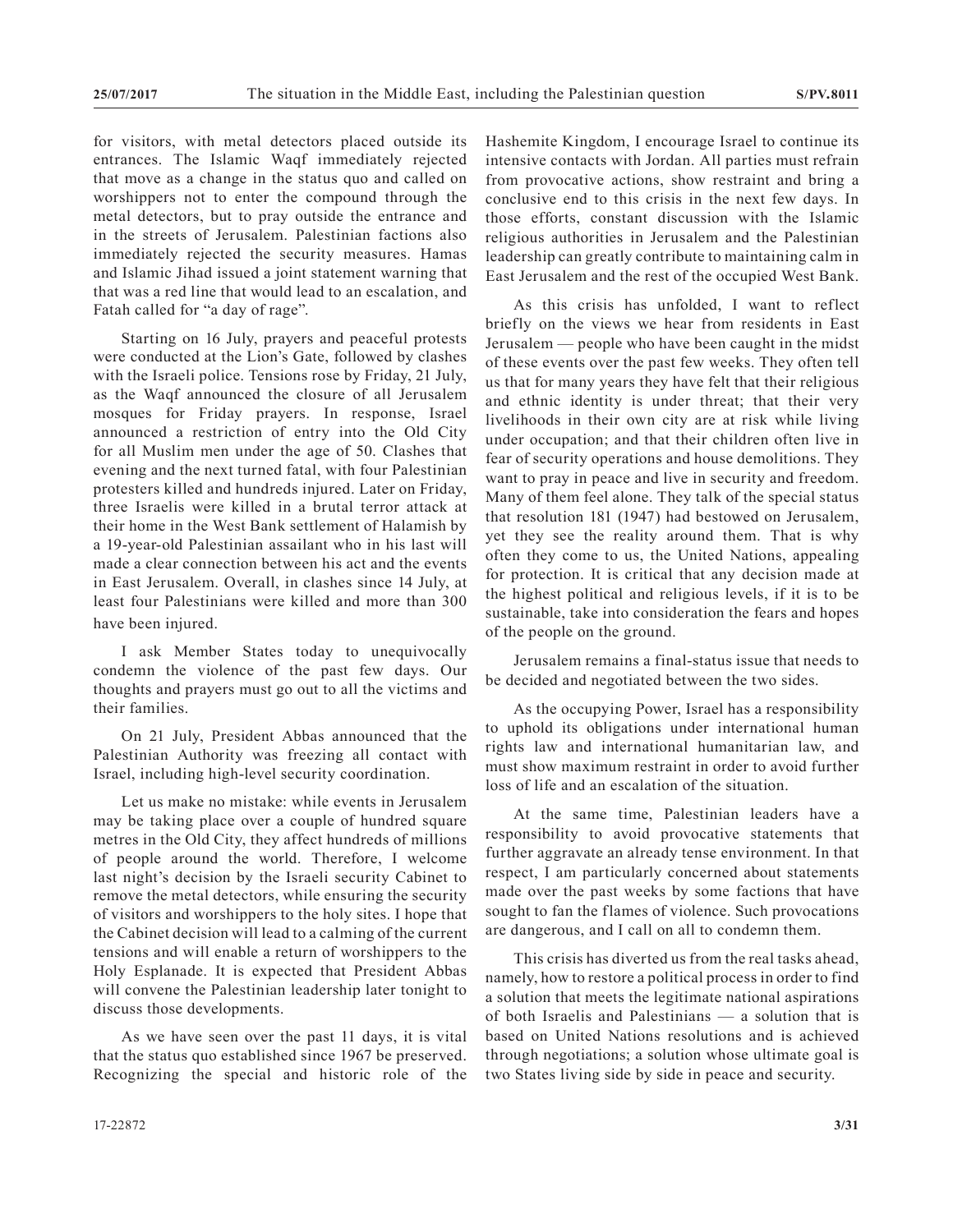for visitors, with metal detectors placed outside its entrances. The Islamic Waqf immediately rejected that move as a change in the status quo and called on worshippers not to enter the compound through the metal detectors, but to pray outside the entrance and in the streets of Jerusalem. Palestinian factions also immediately rejected the security measures. Hamas and Islamic Jihad issued a joint statement warning that that was a red line that would lead to an escalation, and Fatah called for "a day of rage".

Starting on 16 July, prayers and peaceful protests were conducted at the Lion's Gate, followed by clashes with the Israeli police. Tensions rose by Friday, 21 July, as the Waqf announced the closure of all Jerusalem mosques for Friday prayers. In response, Israel announced a restriction of entry into the Old City for all Muslim men under the age of 50. Clashes that evening and the next turned fatal, with four Palestinian protesters killed and hundreds injured. Later on Friday, three Israelis were killed in a brutal terror attack at their home in the West Bank settlement of Halamish by a 19-year-old Palestinian assailant who in his last will made a clear connection between his act and the events in East Jerusalem. Overall, in clashes since 14 July, at least four Palestinians were killed and more than 300 have been injured.

I ask Member States today to unequivocally condemn the violence of the past few days. Our thoughts and prayers must go out to all the victims and their families.

On 21 July, President Abbas announced that the Palestinian Authority was freezing all contact with Israel, including high-level security coordination.

Let us make no mistake: while events in Jerusalem may be taking place over a couple of hundred square metres in the Old City, they affect hundreds of millions of people around the world. Therefore, I welcome last night's decision by the Israeli security Cabinet to remove the metal detectors, while ensuring the security of visitors and worshippers to the holy sites. I hope that the Cabinet decision will lead to a calming of the current tensions and will enable a return of worshippers to the Holy Esplanade. It is expected that President Abbas will convene the Palestinian leadership later tonight to discuss those developments.

As we have seen over the past 11 days, it is vital that the status quo established since 1967 be preserved. Recognizing the special and historic role of the Hashemite Kingdom, I encourage Israel to continue its intensive contacts with Jordan. All parties must refrain from provocative actions, show restraint and bring a conclusive end to this crisis in the next few days. In those efforts, constant discussion with the Islamic religious authorities in Jerusalem and the Palestinian leadership can greatly contribute to maintaining calm in East Jerusalem and the rest of the occupied West Bank.

As this crisis has unfolded, I want to reflect briefly on the views we hear from residents in East Jerusalem — people who have been caught in the midst of these events over the past few weeks. They often tell us that for many years they have felt that their religious and ethnic identity is under threat; that their very livelihoods in their own city are at risk while living under occupation; and that their children often live in fear of security operations and house demolitions. They want to pray in peace and live in security and freedom. Many of them feel alone. They talk of the special status that resolution 181 (1947) had bestowed on Jerusalem, yet they see the reality around them. That is why often they come to us, the United Nations, appealing for protection. It is critical that any decision made at the highest political and religious levels, if it is to be sustainable, take into consideration the fears and hopes of the people on the ground.

Jerusalem remains a final-status issue that needs to be decided and negotiated between the two sides.

As the occupying Power, Israel has a responsibility to uphold its obligations under international human rights law and international humanitarian law, and must show maximum restraint in order to avoid further loss of life and an escalation of the situation.

At the same time, Palestinian leaders have a responsibility to avoid provocative statements that further aggravate an already tense environment. In that respect, I am particularly concerned about statements made over the past weeks by some factions that have sought to fan the flames of violence. Such provocations are dangerous, and I call on all to condemn them.

This crisis has diverted us from the real tasks ahead, namely, how to restore a political process in order to find a solution that meets the legitimate national aspirations of both Israelis and Palestinians — a solution that is based on United Nations resolutions and is achieved through negotiations; a solution whose ultimate goal is two States living side by side in peace and security.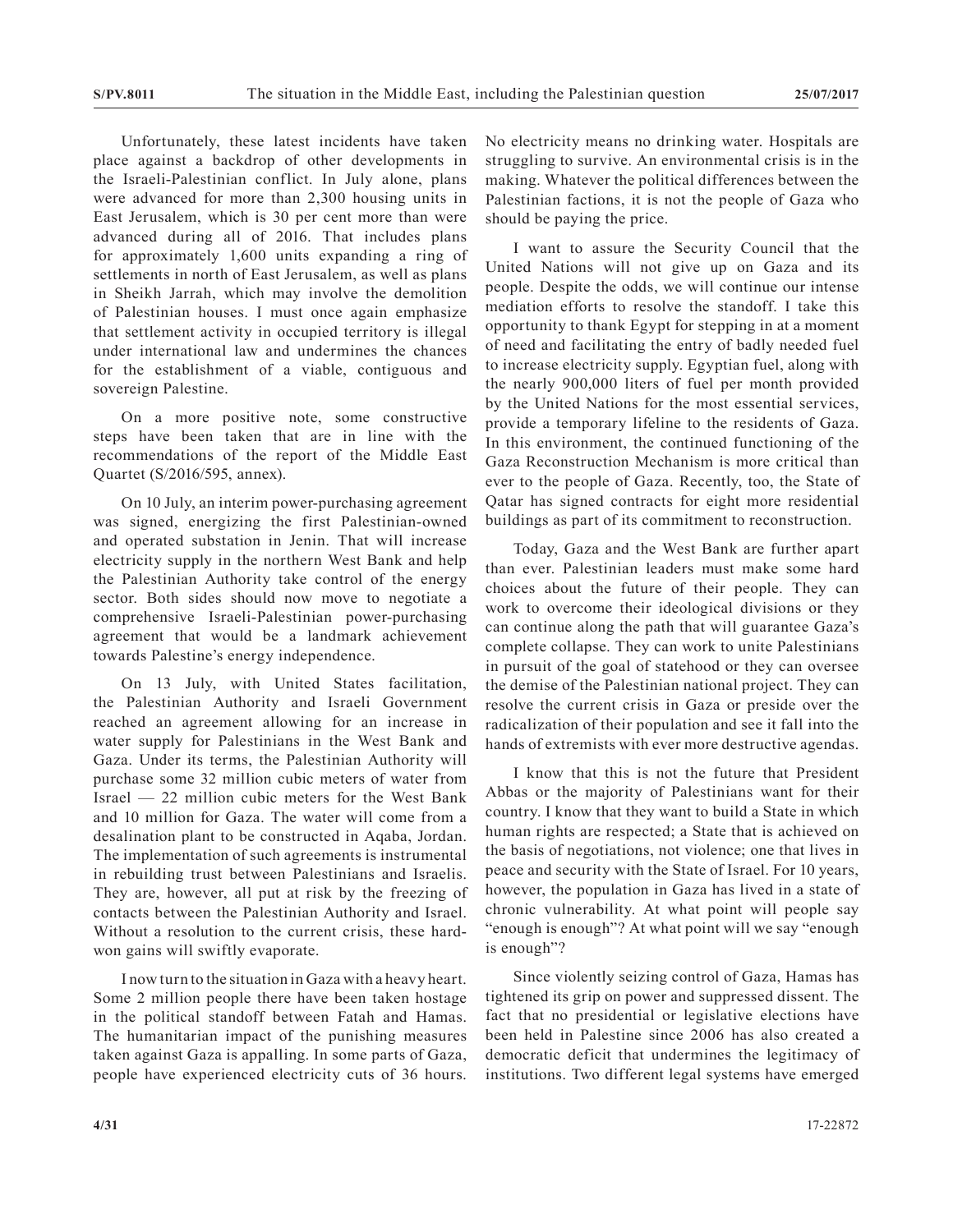Unfortunately, these latest incidents have taken place against a backdrop of other developments in the Israeli-Palestinian conflict. In July alone, plans were advanced for more than 2,300 housing units in East Jerusalem, which is 30 per cent more than were advanced during all of 2016. That includes plans for approximately 1,600 units expanding a ring of settlements in north of East Jerusalem, as well as plans in Sheikh Jarrah, which may involve the demolition of Palestinian houses. I must once again emphasize that settlement activity in occupied territory is illegal under international law and undermines the chances for the establishment of a viable, contiguous and sovereign Palestine.

On a more positive note, some constructive steps have been taken that are in line with the recommendations of the report of the Middle East Quartet (S/2016/595, annex).

On 10 July, an interim power-purchasing agreement was signed, energizing the first Palestinian-owned and operated substation in Jenin. That will increase electricity supply in the northern West Bank and help the Palestinian Authority take control of the energy sector. Both sides should now move to negotiate a comprehensive Israeli-Palestinian power-purchasing agreement that would be a landmark achievement towards Palestine's energy independence.

On 13 July, with United States facilitation, the Palestinian Authority and Israeli Government reached an agreement allowing for an increase in water supply for Palestinians in the West Bank and Gaza. Under its terms, the Palestinian Authority will purchase some 32 million cubic meters of water from Israel — 22 million cubic meters for the West Bank and 10 million for Gaza. The water will come from a desalination plant to be constructed in Aqaba, Jordan. The implementation of such agreements is instrumental in rebuilding trust between Palestinians and Israelis. They are, however, all put at risk by the freezing of contacts between the Palestinian Authority and Israel. Without a resolution to the current crisis, these hard-won gains will swiftly evaporate.

I now turn to the situation in Gaza with a heavy heart. Some 2 million people there have been taken hostage in the political standoff between Fatah and Hamas. The humanitarian impact of the punishing measures taken against Gaza is appalling. In some parts of Gaza, people have experienced electricity cuts of 36 hours. No electricity means no drinking water. Hospitals are struggling to survive. An environmental crisis is in the making. Whatever the political differences between the Palestinian factions, it is not the people of Gaza who should be paying the price.

I want to assure the Security Council that the United Nations will not give up on Gaza and its people. Despite the odds, we will continue our intense mediation efforts to resolve the standoff. I take this opportunity to thank Egypt for stepping in at a moment of need and facilitating the entry of badly needed fuel to increase electricity supply. Egyptian fuel, along with the nearly 900,000 liters of fuel per month provided by the United Nations for the most essential services, provide a temporary lifeline to the residents of Gaza. In this environment, the continued functioning of the Gaza Reconstruction Mechanism is more critical than ever to the people of Gaza. Recently, too, the State of Qatar has signed contracts for eight more residential buildings as part of its commitment to reconstruction.

Today, Gaza and the West Bank are further apart than ever. Palestinian leaders must make some hard choices about the future of their people. They can work to overcome their ideological divisions or they can continue along the path that will guarantee Gaza's complete collapse. They can work to unite Palestinians in pursuit of the goal of statehood or they can oversee the demise of the Palestinian national project. They can resolve the current crisis in Gaza or preside over the radicalization of their population and see it fall into the hands of extremists with ever more destructive agendas.

I know that this is not the future that President Abbas or the majority of Palestinians want for their country. I know that they want to build a State in which human rights are respected; a State that is achieved on the basis of negotiations, not violence; one that lives in peace and security with the State of Israel. For 10 years, however, the population in Gaza has lived in a state of chronic vulnerability. At what point will people say "enough is enough"? At what point will we say "enough is enough"?

Since violently seizing control of Gaza, Hamas has tightened its grip on power and suppressed dissent. The fact that no presidential or legislative elections have been held in Palestine since 2006 has also created a democratic deficit that undermines the legitimacy of institutions. Two different legal systems have emerged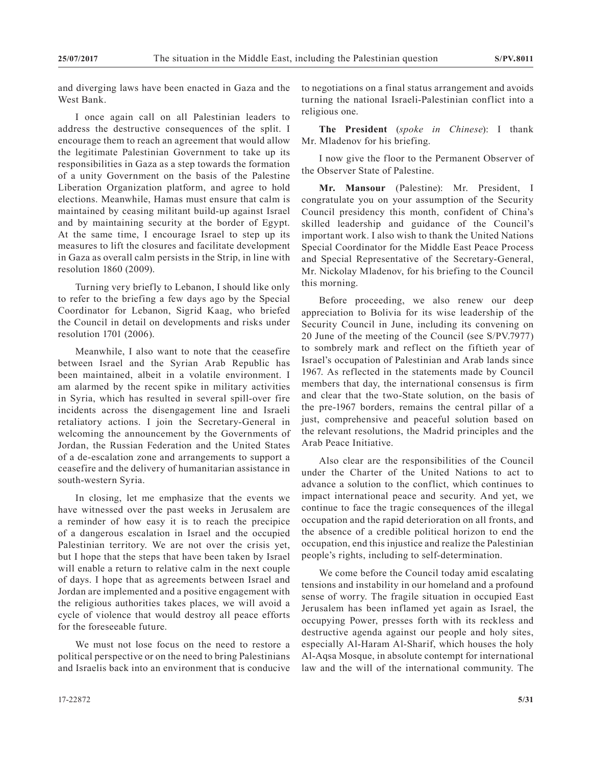and diverging laws have been enacted in Gaza and the West Bank.

I once again call on all Palestinian leaders to address the destructive consequences of the split. I encourage them to reach an agreement that would allow the legitimate Palestinian Government to take up its responsibilities in Gaza as a step towards the formation of a unity Government on the basis of the Palestine Liberation Organization platform, and agree to hold elections. Meanwhile, Hamas must ensure that calm is maintained by ceasing militant build-up against Israel and by maintaining security at the border of Egypt. At the same time, I encourage Israel to step up its measures to lift the closures and facilitate development in Gaza as overall calm persists in the Strip, in line with resolution 1860 (2009).

Turning very briefly to Lebanon, I should like only to refer to the briefing a few days ago by the Special Coordinator for Lebanon, Sigrid Kaag, who briefed the Council in detail on developments and risks under resolution 1701 (2006).

Meanwhile, I also want to note that the ceasefire between Israel and the Syrian Arab Republic has been maintained, albeit in a volatile environment. I am alarmed by the recent spike in military activities in Syria, which has resulted in several spill-over fire incidents across the disengagement line and Israeli retaliatory actions. I join the Secretary-General in welcoming the announcement by the Governments of Jordan, the Russian Federation and the United States of a de-escalation zone and arrangements to support a ceasefire and the delivery of humanitarian assistance in south-western Syria.

In closing, let me emphasize that the events we have witnessed over the past weeks in Jerusalem are a reminder of how easy it is to reach the precipice of a dangerous escalation in Israel and the occupied Palestinian territory. We are not over the crisis yet, but I hope that the steps that have been taken by Israel will enable a return to relative calm in the next couple of days. I hope that as agreements between Israel and Jordan are implemented and a positive engagement with the religious authorities takes places, we will avoid a cycle of violence that would destroy all peace efforts for the foreseeable future.

We must not lose focus on the need to restore a political perspective or on the need to bring Palestinians and Israelis back into an environment that is conducive to negotiations on a final status arrangement and avoids turning the national Israeli-Palestinian conflict into a religious one.

**The President** (*spoke in Chinese*): I thank Mr. Mladenov for his briefing.

I now give the floor to the Permanent Observer of the Observer State of Palestine.

**Mr. Mansour** (Palestine): Mr. President, I congratulate you on your assumption of the Security Council presidency this month, confident of China's skilled leadership and guidance of the Council's important work. I also wish to thank the United Nations Special Coordinator for the Middle East Peace Process and Special Representative of the Secretary-General, Mr. Nickolay Mladenov, for his briefing to the Council this morning.

Before proceeding, we also renew our deep appreciation to Bolivia for its wise leadership of the Security Council in June, including its convening on 20 June of the meeting of the Council (see S/PV.7977) to sombrely mark and reflect on the fiftieth year of Israel's occupation of Palestinian and Arab lands since 1967. As reflected in the statements made by Council members that day, the international consensus is firm and clear that the two-State solution, on the basis of the pre-1967 borders, remains the central pillar of a just, comprehensive and peaceful solution based on the relevant resolutions, the Madrid principles and the Arab Peace Initiative.

Also clear are the responsibilities of the Council under the Charter of the United Nations to act to advance a solution to the conflict, which continues to impact international peace and security. And yet, we continue to face the tragic consequences of the illegal occupation and the rapid deterioration on all fronts, and the absence of a credible political horizon to end the occupation, end this injustice and realize the Palestinian people's rights, including to self-determination.

We come before the Council today amid escalating tensions and instability in our homeland and a profound sense of worry. The fragile situation in occupied East Jerusalem has been inflamed yet again as Israel, the occupying Power, presses forth with its reckless and destructive agenda against our people and holy sites, especially Al-Haram Al-Sharif, which houses the holy Al-Aqsa Mosque, in absolute contempt for international law and the will of the international community. The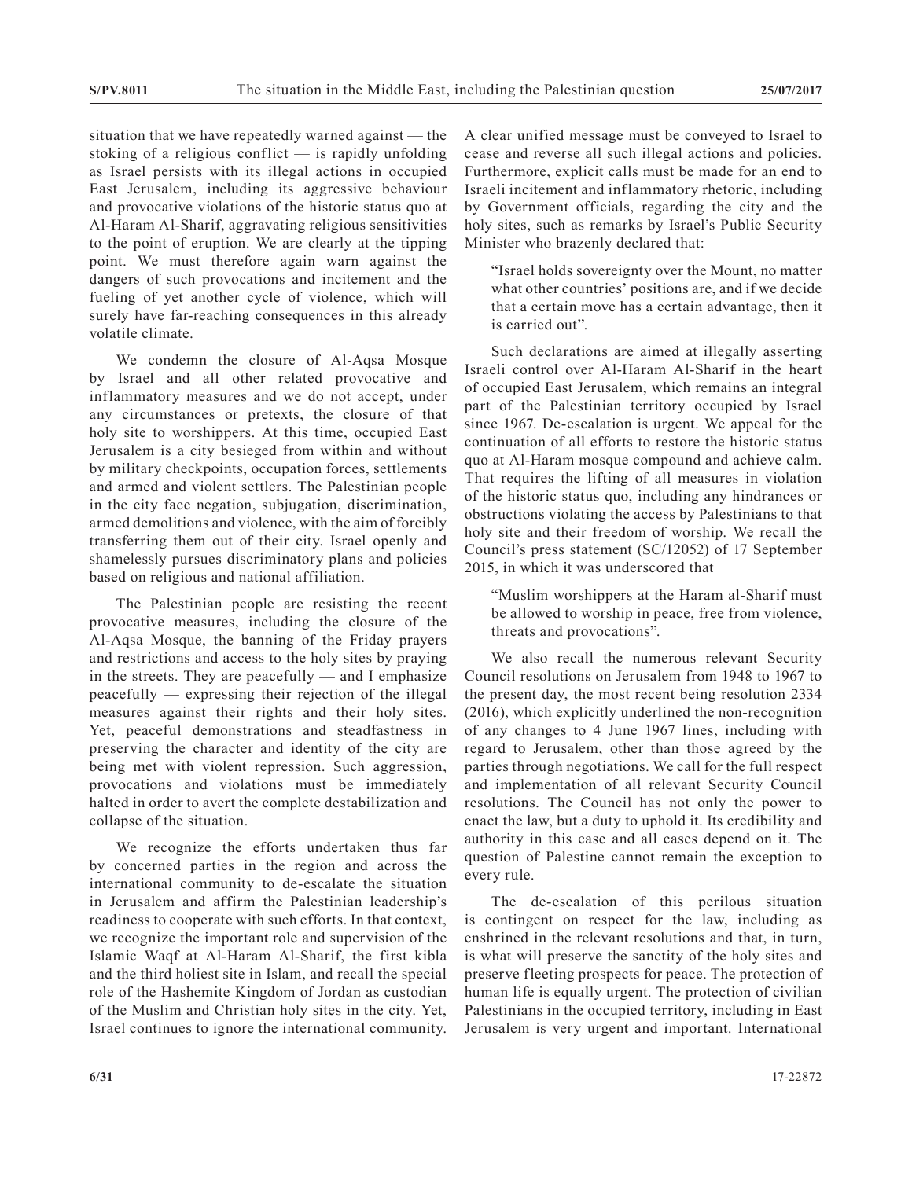situation that we have repeatedly warned against — the stoking of a religious conflict — is rapidly unfolding as Israel persists with its illegal actions in occupied East Jerusalem, including its aggressive behaviour and provocative violations of the historic status quo at Al-Haram Al-Sharif, aggravating religious sensitivities to the point of eruption. We are clearly at the tipping point. We must therefore again warn against the dangers of such provocations and incitement and the fueling of yet another cycle of violence, which will surely have far-reaching consequences in this already volatile climate.

We condemn the closure of Al-Aqsa Mosque by Israel and all other related provocative and inflammatory measures and we do not accept, under any circumstances or pretexts, the closure of that holy site to worshippers. At this time, occupied East Jerusalem is a city besieged from within and without by military checkpoints, occupation forces, settlements and armed and violent settlers. The Palestinian people in the city face negation, subjugation, discrimination, armed demolitions and violence, with the aim of forcibly transferring them out of their city. Israel openly and shamelessly pursues discriminatory plans and policies based on religious and national affiliation.

The Palestinian people are resisting the recent provocative measures, including the closure of the Al-Aqsa Mosque, the banning of the Friday prayers and restrictions and access to the holy sites by praying in the streets. They are peacefully — and I emphasize peacefully — expressing their rejection of the illegal measures against their rights and their holy sites. Yet, peaceful demonstrations and steadfastness in preserving the character and identity of the city are being met with violent repression. Such aggression, provocations and violations must be immediately halted in order to avert the complete destabilization and collapse of the situation.

We recognize the efforts undertaken thus far by concerned parties in the region and across the international community to de-escalate the situation in Jerusalem and affirm the Palestinian leadership's readiness to cooperate with such efforts. In that context, we recognize the important role and supervision of the Islamic Waqf at Al-Haram Al-Sharif, the first kibla and the third holiest site in Islam, and recall the special role of the Hashemite Kingdom of Jordan as custodian of the Muslim and Christian holy sites in the city. Yet, Israel continues to ignore the international community. A clear unified message must be conveyed to Israel to cease and reverse all such illegal actions and policies. Furthermore, explicit calls must be made for an end to Israeli incitement and inflammatory rhetoric, including by Government officials, regarding the city and the holy sites, such as remarks by Israel's Public Security Minister who brazenly declared that:

> "Israel holds sovereignty over the Mount, no matter what other countries' positions are, and if we decide that a certain move has a certain advantage, then it is carried out".

Such declarations are aimed at illegally asserting Israeli control over Al-Haram Al-Sharif in the heart of occupied East Jerusalem, which remains an integral part of the Palestinian territory occupied by Israel since 1967. De-escalation is urgent. We appeal for the continuation of all efforts to restore the historic status quo at Al-Haram mosque compound and achieve calm. That requires the lifting of all measures in violation of the historic status quo, including any hindrances or obstructions violating the access by Palestinians to that holy site and their freedom of worship. We recall the Council's press statement (SC/12052) of 17 September 2015, in which it was underscored that

> "Muslim worshippers at the Haram al-Sharif must be allowed to worship in peace, free from violence, threats and provocations".

We also recall the numerous relevant Security Council resolutions on Jerusalem from 1948 to 1967 to the present day, the most recent being resolution 2334 (2016), which explicitly underlined the non-recognition of any changes to 4 June 1967 lines, including with regard to Jerusalem, other than those agreed by the parties through negotiations. We call for the full respect and implementation of all relevant Security Council resolutions. The Council has not only the power to enact the law, but a duty to uphold it. Its credibility and authority in this case and all cases depend on it. The question of Palestine cannot remain the exception to every rule.

The de-escalation of this perilous situation is contingent on respect for the law, including as enshrined in the relevant resolutions and that, in turn, is what will preserve the sanctity of the holy sites and preserve fleeting prospects for peace. The protection of human life is equally urgent. The protection of civilian Palestinians in the occupied territory, including in East Jerusalem is very urgent and important. International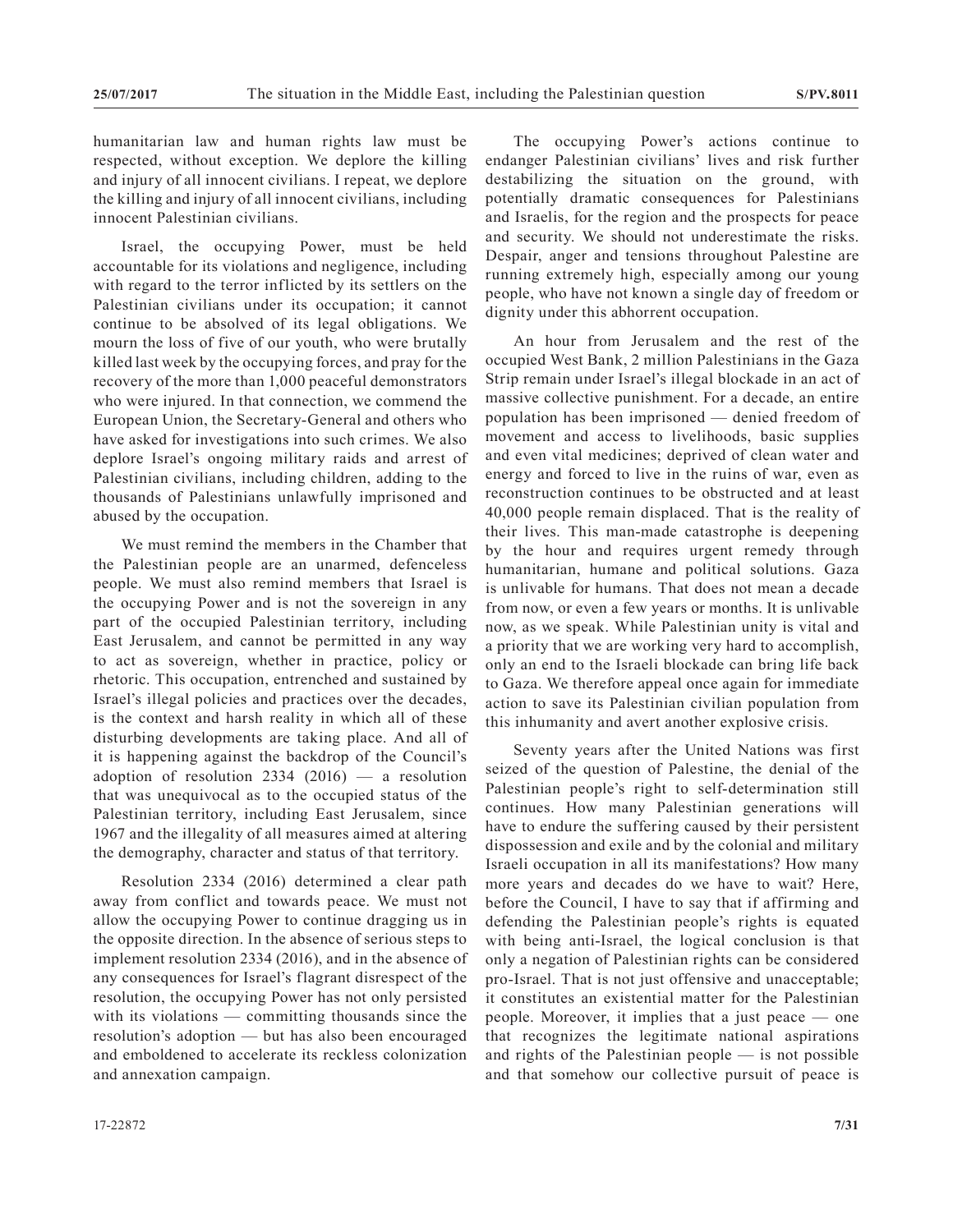humanitarian law and human rights law must be respected, without exception. We deplore the killing and injury of all innocent civilians. I repeat, we deplore the killing and injury of all innocent civilians, including innocent Palestinian civilians.

Israel, the occupying Power, must be held accountable for its violations and negligence, including with regard to the terror inflicted by its settlers on the Palestinian civilians under its occupation; it cannot continue to be absolved of its legal obligations. We mourn the loss of five of our youth, who were brutally killed last week by the occupying forces, and pray for the recovery of the more than 1,000 peaceful demonstrators who were injured. In that connection, we commend the European Union, the Secretary-General and others who have asked for investigations into such crimes. We also deplore Israel's ongoing military raids and arrest of Palestinian civilians, including children, adding to the thousands of Palestinians unlawfully imprisoned and abused by the occupation.

We must remind the members in the Chamber that the Palestinian people are an unarmed, defenceless people. We must also remind members that Israel is the occupying Power and is not the sovereign in any part of the occupied Palestinian territory, including East Jerusalem, and cannot be permitted in any way to act as sovereign, whether in practice, policy or rhetoric. This occupation, entrenched and sustained by Israel's illegal policies and practices over the decades, is the context and harsh reality in which all of these disturbing developments are taking place. And all of it is happening against the backdrop of the Council's adoption of resolution 2334 (2016) — a resolution that was unequivocal as to the occupied status of the Palestinian territory, including East Jerusalem, since 1967 and the illegality of all measures aimed at altering the demography, character and status of that territory.

Resolution 2334 (2016) determined a clear path away from conflict and towards peace. We must not allow the occupying Power to continue dragging us in the opposite direction. In the absence of serious steps to implement resolution 2334 (2016), and in the absence of any consequences for Israel's flagrant disrespect of the resolution, the occupying Power has not only persisted with its violations — committing thousands since the resolution's adoption — but has also been encouraged and emboldened to accelerate its reckless colonization and annexation campaign.

The occupying Power's actions continue to endanger Palestinian civilians' lives and risk further destabilizing the situation on the ground, with potentially dramatic consequences for Palestinians and Israelis, for the region and the prospects for peace and security. We should not underestimate the risks. Despair, anger and tensions throughout Palestine are running extremely high, especially among our young people, who have not known a single day of freedom or dignity under this abhorrent occupation.

An hour from Jerusalem and the rest of the occupied West Bank, 2 million Palestinians in the Gaza Strip remain under Israel's illegal blockade in an act of massive collective punishment. For a decade, an entire population has been imprisoned — denied freedom of movement and access to livelihoods, basic supplies and even vital medicines; deprived of clean water and energy and forced to live in the ruins of war, even as reconstruction continues to be obstructed and at least 40,000 people remain displaced. That is the reality of their lives. This man-made catastrophe is deepening by the hour and requires urgent remedy through humanitarian, humane and political solutions. Gaza is unlivable for humans. That does not mean a decade from now, or even a few years or months. It is unlivable now, as we speak. While Palestinian unity is vital and a priority that we are working very hard to accomplish, only an end to the Israeli blockade can bring life back to Gaza. We therefore appeal once again for immediate action to save its Palestinian civilian population from this inhumanity and avert another explosive crisis.

Seventy years after the United Nations was first seized of the question of Palestine, the denial of the Palestinian people's right to self-determination still continues. How many Palestinian generations will have to endure the suffering caused by their persistent dispossession and exile and by the colonial and military Israeli occupation in all its manifestations? How many more years and decades do we have to wait? Here, before the Council, I have to say that if affirming and defending the Palestinian people's rights is equated with being anti-Israel, the logical conclusion is that only a negation of Palestinian rights can be considered pro-Israel. That is not just offensive and unacceptable; it constitutes an existential matter for the Palestinian people. Moreover, it implies that a just peace — one that recognizes the legitimate national aspirations and rights of the Palestinian people — is not possible and that somehow our collective pursuit of peace is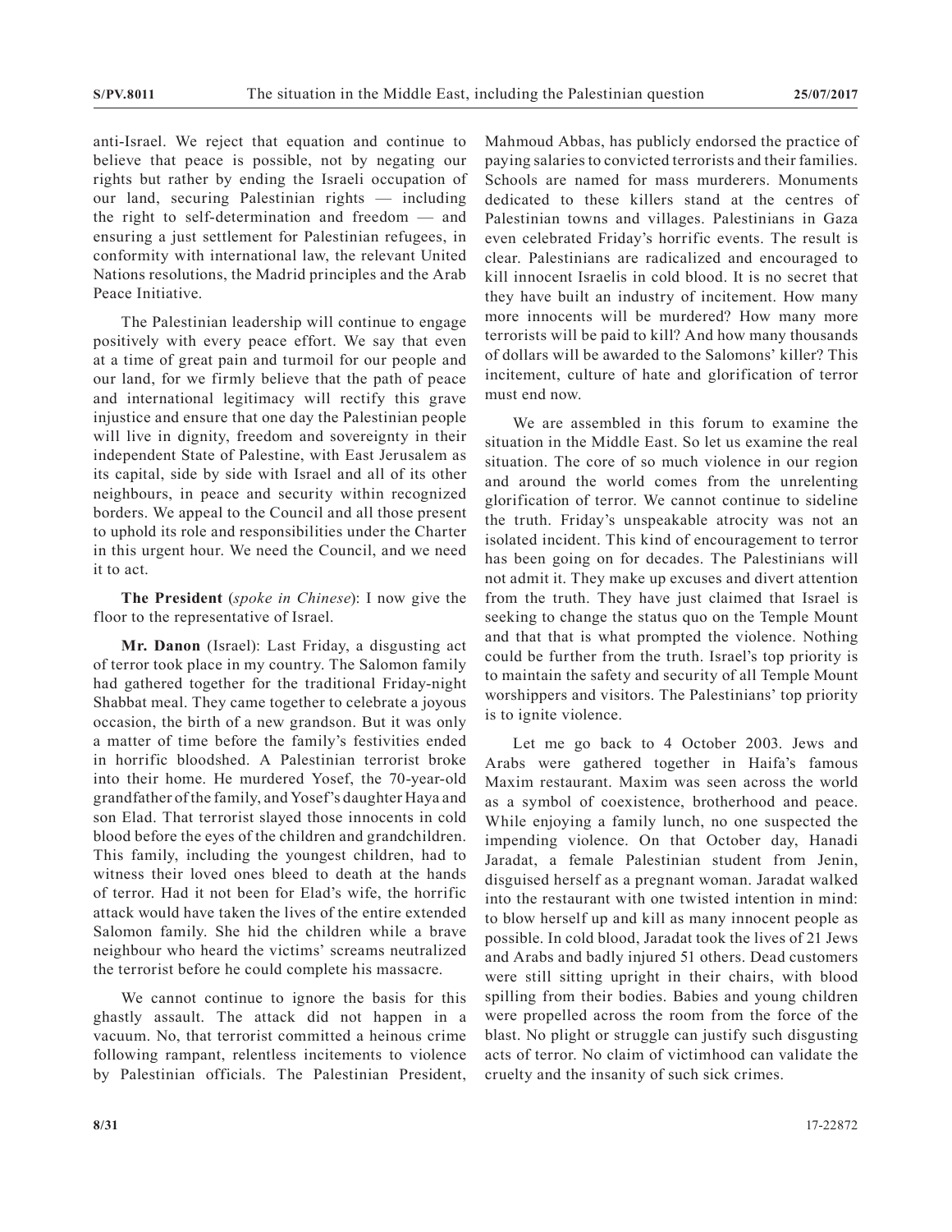anti-Israel. We reject that equation and continue to believe that peace is possible, not by negating our rights but rather by ending the Israeli occupation of our land, securing Palestinian rights — including the right to self-determination and freedom — and ensuring a just settlement for Palestinian refugees, in conformity with international law, the relevant United Nations resolutions, the Madrid principles and the Arab Peace Initiative.

The Palestinian leadership will continue to engage positively with every peace effort. We say that even at a time of great pain and turmoil for our people and our land, for we firmly believe that the path of peace and international legitimacy will rectify this grave injustice and ensure that one day the Palestinian people will live in dignity, freedom and sovereignty in their independent State of Palestine, with East Jerusalem as its capital, side by side with Israel and all of its other neighbours, in peace and security within recognized borders. We appeal to the Council and all those present to uphold its role and responsibilities under the Charter in this urgent hour. We need the Council, and we need it to act.

**The President** (*spoke in Chinese*): I now give the floor to the representative of Israel.

**Mr. Danon** (Israel): Last Friday, a disgusting act of terror took place in my country. The Salomon family had gathered together for the traditional Friday-night Shabbat meal. They came together to celebrate a joyous occasion, the birth of a new grandson. But it was only a matter of time before the family's festivities ended in horrific bloodshed. A Palestinian terrorist broke into their home. He murdered Yosef, the 70-year-old grandfather of the family, and Yosef's daughter Haya and son Elad. That terrorist slayed those innocents in cold blood before the eyes of the children and grandchildren. This family, including the youngest children, had to witness their loved ones bleed to death at the hands of terror. Had it not been for Elad's wife, the horrific attack would have taken the lives of the entire extended Salomon family. She hid the children while a brave neighbour who heard the victims' screams neutralized the terrorist before he could complete his massacre.

We cannot continue to ignore the basis for this ghastly assault. The attack did not happen in a vacuum. No, that terrorist committed a heinous crime following rampant, relentless incitements to violence by Palestinian officials. The Palestinian President, Mahmoud Abbas, has publicly endorsed the practice of paying salaries to convicted terrorists and their families. Schools are named for mass murderers. Monuments dedicated to these killers stand at the centres of Palestinian towns and villages. Palestinians in Gaza even celebrated Friday's horrific events. The result is clear. Palestinians are radicalized and encouraged to kill innocent Israelis in cold blood. It is no secret that they have built an industry of incitement. How many more innocents will be murdered? How many more terrorists will be paid to kill? And how many thousands of dollars will be awarded to the Salomons' killer? This incitement, culture of hate and glorification of terror must end now.

We are assembled in this forum to examine the situation in the Middle East. So let us examine the real situation. The core of so much violence in our region and around the world comes from the unrelenting glorification of terror. We cannot continue to sideline the truth. Friday's unspeakable atrocity was not an isolated incident. This kind of encouragement to terror has been going on for decades. The Palestinians will not admit it. They make up excuses and divert attention from the truth. They have just claimed that Israel is seeking to change the status quo on the Temple Mount and that that is what prompted the violence. Nothing could be further from the truth. Israel's top priority is to maintain the safety and security of all Temple Mount worshippers and visitors. The Palestinians' top priority is to ignite violence.

Let me go back to 4 October 2003. Jews and Arabs were gathered together in Haifa's famous Maxim restaurant. Maxim was seen across the world as a symbol of coexistence, brotherhood and peace. While enjoying a family lunch, no one suspected the impending violence. On that October day, Hanadi Jaradat, a female Palestinian student from Jenin, disguised herself as a pregnant woman. Jaradat walked into the restaurant with one twisted intention in mind: to blow herself up and kill as many innocent people as possible. In cold blood, Jaradat took the lives of 21 Jews and Arabs and badly injured 51 others. Dead customers were still sitting upright in their chairs, with blood spilling from their bodies. Babies and young children were propelled across the room from the force of the blast. No plight or struggle can justify such disgusting acts of terror. No claim of victimhood can validate the cruelty and the insanity of such sick crimes.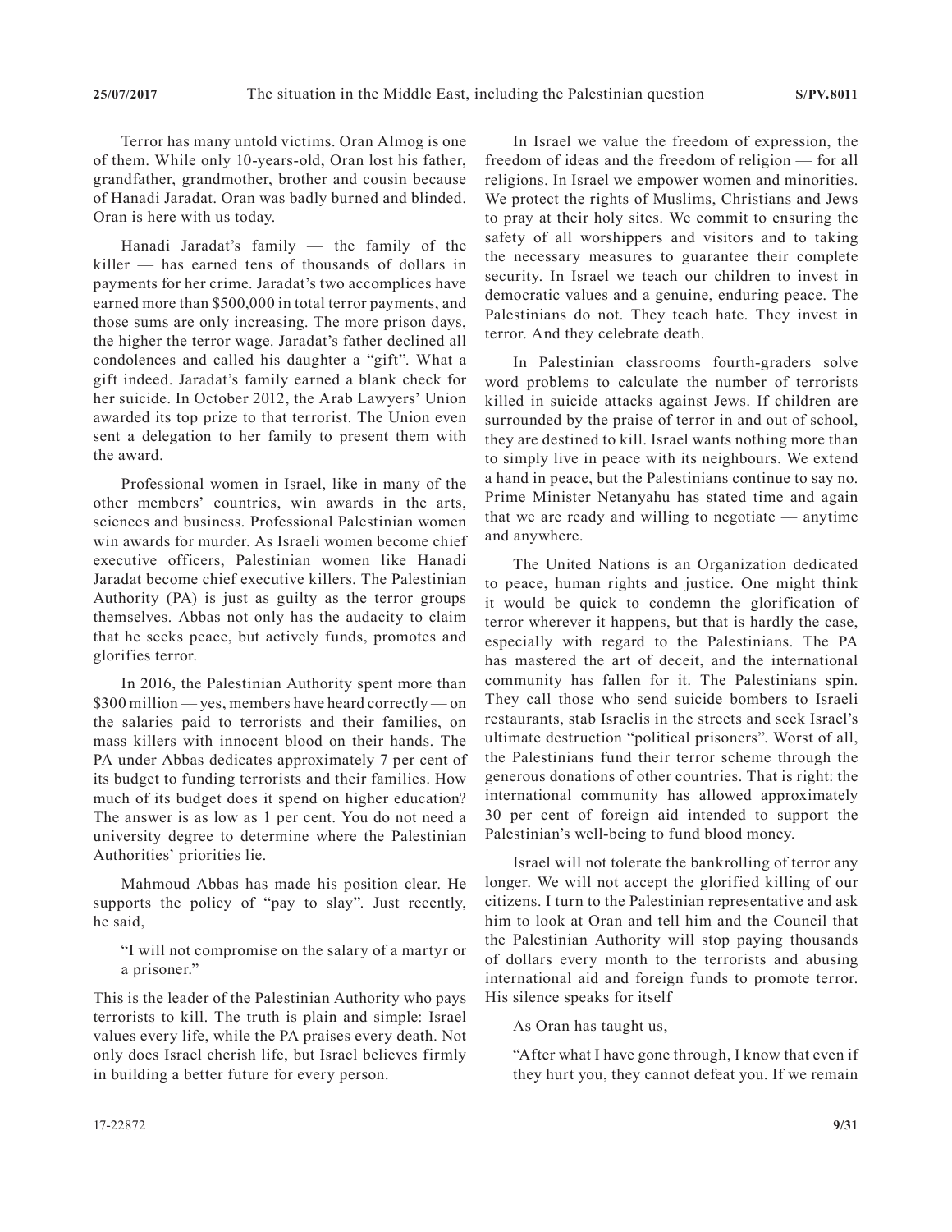Terror has many untold victims. Oran Almog is one of them. While only 10-years-old, Oran lost his father, grandfather, grandmother, brother and cousin because of Hanadi Jaradat. Oran was badly burned and blinded. Oran is here with us today.

Hanadi Jaradat's family — the family of the killer — has earned tens of thousands of dollars in payments for her crime. Jaradat's two accomplices have earned more than $500,000 in total terror payments, and those sums are only increasing. The more prison days, the higher the terror wage. Jaradat's father declined all condolences and called his daughter a "gift". What a gift indeed. Jaradat's family earned a blank check for her suicide. In October 2012, the Arab Lawyers' Union awarded its top prize to that terrorist. The Union even sent a delegation to her family to present them with the award.

Professional women in Israel, like in many of the other members' countries, win awards in the arts, sciences and business. Professional Palestinian women win awards for murder. As Israeli women become chief executive officers, Palestinian women like Hanadi Jaradat become chief executive killers. The Palestinian Authority (PA) is just as guilty as the terror groups themselves. Abbas not only has the audacity to claim that he seeks peace, but actively funds, promotes and glorifies terror.

In 2016, the Palestinian Authority spent more than $300 million — yes, members have heard correctly — on the salaries paid to terrorists and their families, on mass killers with innocent blood on their hands. The PA under Abbas dedicates approximately 7 per cent of its budget to funding terrorists and their families. How much of its budget does it spend on higher education? The answer is as low as 1 per cent. You do not need a university degree to determine where the Palestinian Authorities' priorities lie.

Mahmoud Abbas has made his position clear. He supports the policy of "pay to slay". Just recently, he said,

> "I will not compromise on the salary of a martyr or a prisoner."

This is the leader of the Palestinian Authority who pays terrorists to kill. The truth is plain and simple: Israel values every life, while the PA praises every death. Not only does Israel cherish life, but Israel believes firmly in building a better future for every person.

In Israel we value the freedom of expression, the freedom of ideas and the freedom of religion — for all religions. In Israel we empower women and minorities. We protect the rights of Muslims, Christians and Jews to pray at their holy sites. We commit to ensuring the safety of all worshippers and visitors and to taking the necessary measures to guarantee their complete security. In Israel we teach our children to invest in democratic values and a genuine, enduring peace. The Palestinians do not. They teach hate. They invest in terror. And they celebrate death.

In Palestinian classrooms fourth-graders solve word problems to calculate the number of terrorists killed in suicide attacks against Jews. If children are surrounded by the praise of terror in and out of school, they are destined to kill. Israel wants nothing more than to simply live in peace with its neighbours. We extend a hand in peace, but the Palestinians continue to say no. Prime Minister Netanyahu has stated time and again that we are ready and willing to negotiate — anytime and anywhere.

The United Nations is an Organization dedicated to peace, human rights and justice. One might think it would be quick to condemn the glorification of terror wherever it happens, but that is hardly the case, especially with regard to the Palestinians. The PA has mastered the art of deceit, and the international community has fallen for it. The Palestinians spin. They call those who send suicide bombers to Israeli restaurants, stab Israelis in the streets and seek Israel's ultimate destruction "political prisoners". Worst of all, the Palestinians fund their terror scheme through the generous donations of other countries. That is right: the international community has allowed approximately 30 per cent of foreign aid intended to support the Palestinian's well-being to fund blood money.

Israel will not tolerate the bankrolling of terror any longer. We will not accept the glorified killing of our citizens. I turn to the Palestinian representative and ask him to look at Oran and tell him and the Council that the Palestinian Authority will stop paying thousands of dollars every month to the terrorists and abusing international aid and foreign funds to promote terror. His silence speaks for itself

As Oran has taught us,

> "After what I have gone through, I know that even if they hurt you, they cannot defeat you. If we remain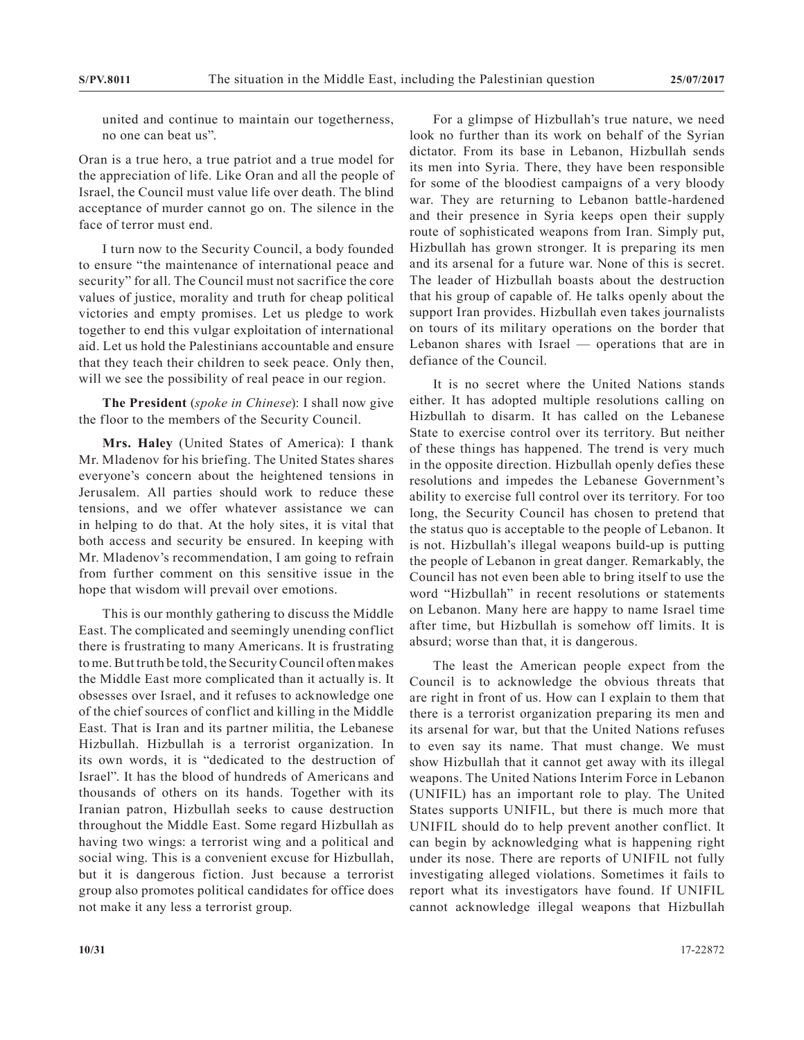united and continue to maintain our togetherness, no one can beat us".

Oran is a true hero, a true patriot and a true model for the appreciation of life. Like Oran and all the people of Israel, the Council must value life over death. The blind acceptance of murder cannot go on. The silence in the face of terror must end.

I turn now to the Security Council, a body founded to ensure "the maintenance of international peace and security" for all. The Council must not sacrifice the core values of justice, morality and truth for cheap political victories and empty promises. Let us pledge to work together to end this vulgar exploitation of international aid. Let us hold the Palestinians accountable and ensure that they teach their children to seek peace. Only then, will we see the possibility of real peace in our region.

**The President** (*spoke in Chinese*): I shall now give the floor to the members of the Security Council.

**Mrs. Haley** (United States of America): I thank Mr. Mladenov for his briefing. The United States shares everyone's concern about the heightened tensions in Jerusalem. All parties should work to reduce these tensions, and we offer whatever assistance we can in helping to do that. At the holy sites, it is vital that both access and security be ensured. In keeping with Mr. Mladenov's recommendation, I am going to refrain from further comment on this sensitive issue in the hope that wisdom will prevail over emotions.

This is our monthly gathering to discuss the Middle East. The complicated and seemingly unending conflict there is frustrating to many Americans. It is frustrating to me. But truth be told, the Security Council often makes the Middle East more complicated than it actually is. It obsesses over Israel, and it refuses to acknowledge one of the chief sources of conflict and killing in the Middle East. That is Iran and its partner militia, the Lebanese Hizbullah. Hizbullah is a terrorist organization. In its own words, it is "dedicated to the destruction of Israel". It has the blood of hundreds of Americans and thousands of others on its hands. Together with its Iranian patron, Hizbullah seeks to cause destruction throughout the Middle East. Some regard Hizbullah as having two wings: a terrorist wing and a political and social wing. This is a convenient excuse for Hizbullah, but it is dangerous fiction. Just because a terrorist group also promotes political candidates for office does not make it any less a terrorist group.

For a glimpse of Hizbullah's true nature, we need look no further than its work on behalf of the Syrian dictator. From its base in Lebanon, Hizbullah sends its men into Syria. There, they have been responsible for some of the bloodiest campaigns of a very bloody war. They are returning to Lebanon battle-hardened and their presence in Syria keeps open their supply route of sophisticated weapons from Iran. Simply put, Hizbullah has grown stronger. It is preparing its men and its arsenal for a future war. None of this is secret. The leader of Hizbullah boasts about the destruction that his group of capable of. He talks openly about the support Iran provides. Hizbullah even takes journalists on tours of its military operations on the border that Lebanon shares with Israel — operations that are in defiance of the Council.

It is no secret where the United Nations stands either. It has adopted multiple resolutions calling on Hizbullah to disarm. It has called on the Lebanese State to exercise control over its territory. But neither of these things has happened. The trend is very much in the opposite direction. Hizbullah openly defies these resolutions and impedes the Lebanese Government's ability to exercise full control over its territory. For too long, the Security Council has chosen to pretend that the status quo is acceptable to the people of Lebanon. It is not. Hizbullah's illegal weapons build-up is putting the people of Lebanon in great danger. Remarkably, the Council has not even been able to bring itself to use the word "Hizbullah" in recent resolutions or statements on Lebanon. Many here are happy to name Israel time after time, but Hizbullah is somehow off limits. It is absurd; worse than that, it is dangerous.

The least the American people expect from the Council is to acknowledge the obvious threats that are right in front of us. How can I explain to them that there is a terrorist organization preparing its men and its arsenal for war, but that the United Nations refuses to even say its name. That must change. We must show Hizbullah that it cannot get away with its illegal weapons. The United Nations Interim Force in Lebanon (UNIFIL) has an important role to play. The United States supports UNIFIL, but there is much more that UNIFIL should do to help prevent another conflict. It can begin by acknowledging what is happening right under its nose. There are reports of UNIFIL not fully investigating alleged violations. Sometimes it fails to report what its investigators have found. If UNIFIL cannot acknowledge illegal weapons that Hizbullah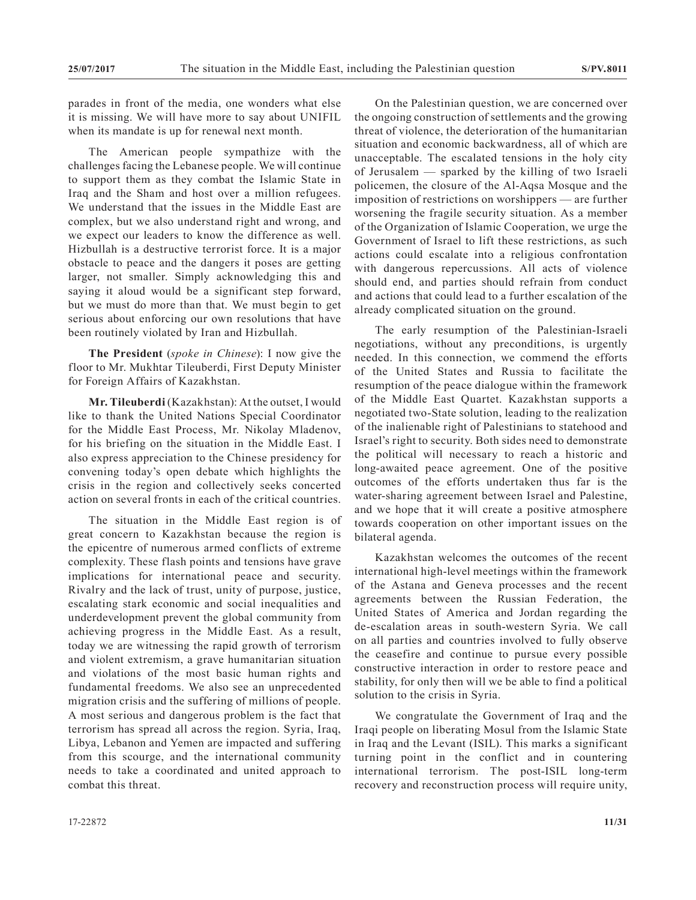parades in front of the media, one wonders what else it is missing. We will have more to say about UNIFIL when its mandate is up for renewal next month.

The American people sympathize with the challenges facing the Lebanese people. We will continue to support them as they combat the Islamic State in Iraq and the Sham and host over a million refugees. We understand that the issues in the Middle East are complex, but we also understand right and wrong, and we expect our leaders to know the difference as well. Hizbullah is a destructive terrorist force. It is a major obstacle to peace and the dangers it poses are getting larger, not smaller. Simply acknowledging this and saying it aloud would be a significant step forward, but we must do more than that. We must begin to get serious about enforcing our own resolutions that have been routinely violated by Iran and Hizbullah.

**The President** (*spoke in Chinese*): I now give the floor to Mr. Mukhtar Tileuberdi, First Deputy Minister for Foreign Affairs of Kazakhstan.

**Mr. Tileuberdi** (Kazakhstan): At the outset, I would like to thank the United Nations Special Coordinator for the Middle East Process, Mr. Nikolay Mladenov, for his briefing on the situation in the Middle East. I also express appreciation to the Chinese presidency for convening today's open debate which highlights the crisis in the region and collectively seeks concerted action on several fronts in each of the critical countries.

The situation in the Middle East region is of great concern to Kazakhstan because the region is the epicentre of numerous armed conflicts of extreme complexity. These flash points and tensions have grave implications for international peace and security. Rivalry and the lack of trust, unity of purpose, justice, escalating stark economic and social inequalities and underdevelopment prevent the global community from achieving progress in the Middle East. As a result, today we are witnessing the rapid growth of terrorism and violent extremism, a grave humanitarian situation and violations of the most basic human rights and fundamental freedoms. We also see an unprecedented migration crisis and the suffering of millions of people. A most serious and dangerous problem is the fact that terrorism has spread all across the region. Syria, Iraq, Libya, Lebanon and Yemen are impacted and suffering from this scourge, and the international community needs to take a coordinated and united approach to combat this threat.

On the Palestinian question, we are concerned over the ongoing construction of settlements and the growing threat of violence, the deterioration of the humanitarian situation and economic backwardness, all of which are unacceptable. The escalated tensions in the holy city of Jerusalem — sparked by the killing of two Israeli policemen, the closure of the Al-Aqsa Mosque and the imposition of restrictions on worshippers — are further worsening the fragile security situation. As a member of the Organization of Islamic Cooperation, we urge the Government of Israel to lift these restrictions, as such actions could escalate into a religious confrontation with dangerous repercussions. All acts of violence should end, and parties should refrain from conduct and actions that could lead to a further escalation of the already complicated situation on the ground.

The early resumption of the Palestinian-Israeli negotiations, without any preconditions, is urgently needed. In this connection, we commend the efforts of the United States and Russia to facilitate the resumption of the peace dialogue within the framework of the Middle East Quartet. Kazakhstan supports a negotiated two-State solution, leading to the realization of the inalienable right of Palestinians to statehood and Israel's right to security. Both sides need to demonstrate the political will necessary to reach a historic and long-awaited peace agreement. One of the positive outcomes of the efforts undertaken thus far is the water-sharing agreement between Israel and Palestine, and we hope that it will create a positive atmosphere towards cooperation on other important issues on the bilateral agenda.

Kazakhstan welcomes the outcomes of the recent international high-level meetings within the framework of the Astana and Geneva processes and the recent agreements between the Russian Federation, the United States of America and Jordan regarding the de-escalation areas in south-western Syria. We call on all parties and countries involved to fully observe the ceasefire and continue to pursue every possible constructive interaction in order to restore peace and stability, for only then will we be able to find a political solution to the crisis in Syria.

We congratulate the Government of Iraq and the Iraqi people on liberating Mosul from the Islamic State in Iraq and the Levant (ISIL). This marks a significant turning point in the conflict and in countering international terrorism. The post-ISIL long-term recovery and reconstruction process will require unity,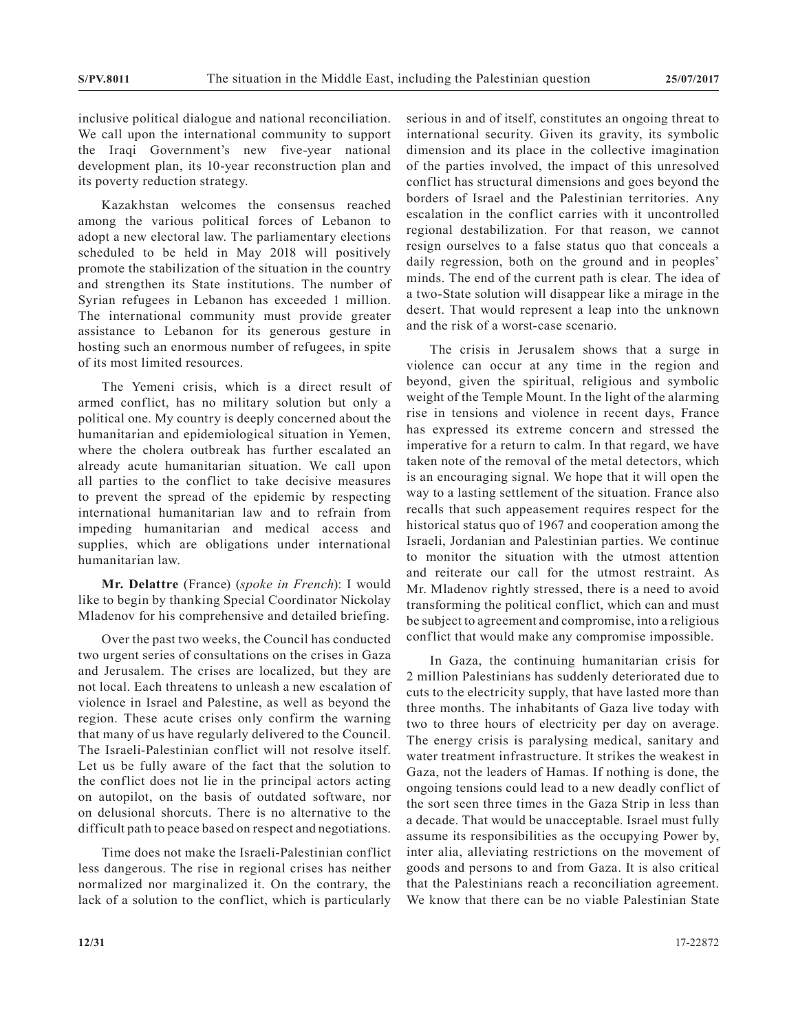inclusive political dialogue and national reconciliation. We call upon the international community to support the Iraqi Government's new five-year national development plan, its 10-year reconstruction plan and its poverty reduction strategy.

Kazakhstan welcomes the consensus reached among the various political forces of Lebanon to adopt a new electoral law. The parliamentary elections scheduled to be held in May 2018 will positively promote the stabilization of the situation in the country and strengthen its State institutions. The number of Syrian refugees in Lebanon has exceeded 1 million. The international community must provide greater assistance to Lebanon for its generous gesture in hosting such an enormous number of refugees, in spite of its most limited resources.

The Yemeni crisis, which is a direct result of armed conflict, has no military solution but only a political one. My country is deeply concerned about the humanitarian and epidemiological situation in Yemen, where the cholera outbreak has further escalated an already acute humanitarian situation. We call upon all parties to the conflict to take decisive measures to prevent the spread of the epidemic by respecting international humanitarian law and to refrain from impeding humanitarian and medical access and supplies, which are obligations under international humanitarian law.

**Mr. Delattre** (France) (*spoke in French*): I would like to begin by thanking Special Coordinator Nickolay Mladenov for his comprehensive and detailed briefing.

Over the past two weeks, the Council has conducted two urgent series of consultations on the crises in Gaza and Jerusalem. The crises are localized, but they are not local. Each threatens to unleash a new escalation of violence in Israel and Palestine, as well as beyond the region. These acute crises only confirm the warning that many of us have regularly delivered to the Council. The Israeli-Palestinian conflict will not resolve itself. Let us be fully aware of the fact that the solution to the conflict does not lie in the principal actors acting on autopilot, on the basis of outdated software, nor on delusional shorcuts. There is no alternative to the difficult path to peace based on respect and negotiations.

Time does not make the Israeli-Palestinian conflict less dangerous. The rise in regional crises has neither normalized nor marginalized it. On the contrary, the lack of a solution to the conflict, which is particularly serious in and of itself, constitutes an ongoing threat to international security. Given its gravity, its symbolic dimension and its place in the collective imagination of the parties involved, the impact of this unresolved conflict has structural dimensions and goes beyond the borders of Israel and the Palestinian territories. Any escalation in the conflict carries with it uncontrolled regional destabilization. For that reason, we cannot resign ourselves to a false status quo that conceals a daily regression, both on the ground and in peoples' minds. The end of the current path is clear. The idea of a two-State solution will disappear like a mirage in the desert. That would represent a leap into the unknown and the risk of a worst-case scenario.

The crisis in Jerusalem shows that a surge in violence can occur at any time in the region and beyond, given the spiritual, religious and symbolic weight of the Temple Mount. In the light of the alarming rise in tensions and violence in recent days, France has expressed its extreme concern and stressed the imperative for a return to calm. In that regard, we have taken note of the removal of the metal detectors, which is an encouraging signal. We hope that it will open the way to a lasting settlement of the situation. France also recalls that such appeasement requires respect for the historical status quo of 1967 and cooperation among the Israeli, Jordanian and Palestinian parties. We continue to monitor the situation with the utmost attention and reiterate our call for the utmost restraint. As Mr. Mladenov rightly stressed, there is a need to avoid transforming the political conflict, which can and must be subject to agreement and compromise, into a religious conflict that would make any compromise impossible.

In Gaza, the continuing humanitarian crisis for 2 million Palestinians has suddenly deteriorated due to cuts to the electricity supply, that have lasted more than three months. The inhabitants of Gaza live today with two to three hours of electricity per day on average. The energy crisis is paralysing medical, sanitary and water treatment infrastructure. It strikes the weakest in Gaza, not the leaders of Hamas. If nothing is done, the ongoing tensions could lead to a new deadly conflict of the sort seen three times in the Gaza Strip in less than a decade. That would be unacceptable. Israel must fully assume its responsibilities as the occupying Power by, inter alia, alleviating restrictions on the movement of goods and persons to and from Gaza. It is also critical that the Palestinians reach a reconciliation agreement. We know that there can be no viable Palestinian State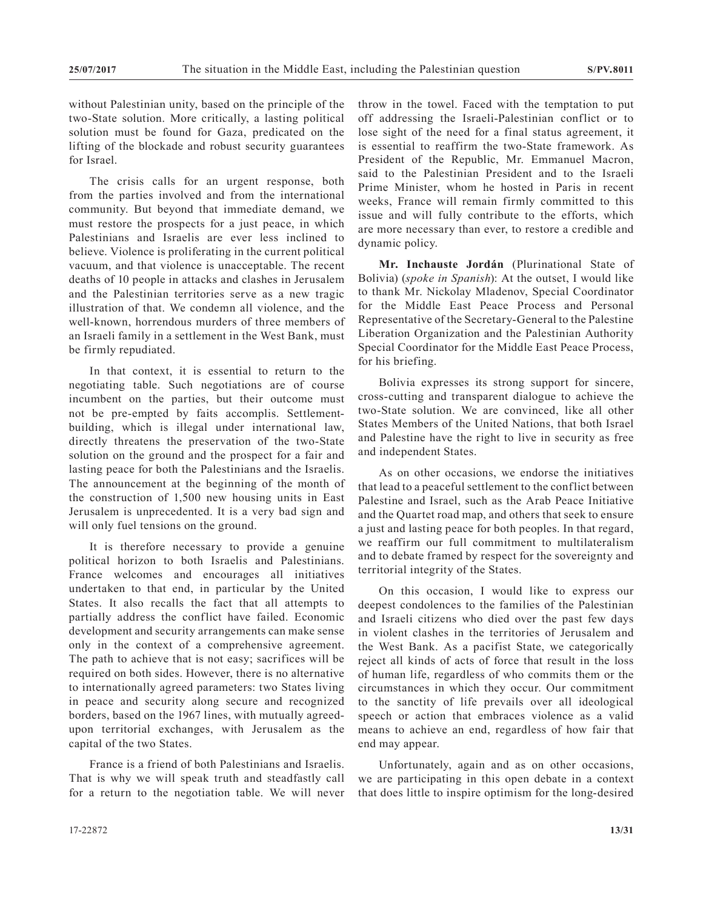without Palestinian unity, based on the principle of the two-State solution. More critically, a lasting political solution must be found for Gaza, predicated on the lifting of the blockade and robust security guarantees for Israel.

The crisis calls for an urgent response, both from the parties involved and from the international community. But beyond that immediate demand, we must restore the prospects for a just peace, in which Palestinians and Israelis are ever less inclined to believe. Violence is proliferating in the current political vacuum, and that violence is unacceptable. The recent deaths of 10 people in attacks and clashes in Jerusalem and the Palestinian territories serve as a new tragic illustration of that. We condemn all violence, and the well-known, horrendous murders of three members of an Israeli family in a settlement in the West Bank, must be firmly repudiated.

In that context, it is essential to return to the negotiating table. Such negotiations are of course incumbent on the parties, but their outcome must not be pre-empted by faits accomplis. Settlement-building, which is illegal under international law, directly threatens the preservation of the two-State solution on the ground and the prospect for a fair and lasting peace for both the Palestinians and the Israelis. The announcement at the beginning of the month of the construction of 1,500 new housing units in East Jerusalem is unprecedented. It is a very bad sign and will only fuel tensions on the ground.

It is therefore necessary to provide a genuine political horizon to both Israelis and Palestinians. France welcomes and encourages all initiatives undertaken to that end, in particular by the United States. It also recalls the fact that all attempts to partially address the conflict have failed. Economic development and security arrangements can make sense only in the context of a comprehensive agreement. The path to achieve that is not easy; sacrifices will be required on both sides. However, there is no alternative to internationally agreed parameters: two States living in peace and security along secure and recognized borders, based on the 1967 lines, with mutually agreed-upon territorial exchanges, with Jerusalem as the capital of the two States.

France is a friend of both Palestinians and Israelis. That is why we will speak truth and steadfastly call for a return to the negotiation table. We will never throw in the towel. Faced with the temptation to put off addressing the Israeli-Palestinian conflict or to lose sight of the need for a final status agreement, it is essential to reaffirm the two-State framework. As President of the Republic, Mr. Emmanuel Macron, said to the Palestinian President and to the Israeli Prime Minister, whom he hosted in Paris in recent weeks, France will remain firmly committed to this issue and will fully contribute to the efforts, which are more necessary than ever, to restore a credible and dynamic policy.

**Mr. Inchauste Jordán** (Plurinational State of Bolivia) (*spoke in Spanish*): At the outset, I would like to thank Mr. Nickolay Mladenov, Special Coordinator for the Middle East Peace Process and Personal Representative of the Secretary-General to the Palestine Liberation Organization and the Palestinian Authority Special Coordinator for the Middle East Peace Process, for his briefing.

Bolivia expresses its strong support for sincere, cross-cutting and transparent dialogue to achieve the two-State solution. We are convinced, like all other States Members of the United Nations, that both Israel and Palestine have the right to live in security as free and independent States.

As on other occasions, we endorse the initiatives that lead to a peaceful settlement to the conflict between Palestine and Israel, such as the Arab Peace Initiative and the Quartet road map, and others that seek to ensure a just and lasting peace for both peoples. In that regard, we reaffirm our full commitment to multilateralism and to debate framed by respect for the sovereignty and territorial integrity of the States.

On this occasion, I would like to express our deepest condolences to the families of the Palestinian and Israeli citizens who died over the past few days in violent clashes in the territories of Jerusalem and the West Bank. As a pacifist State, we categorically reject all kinds of acts of force that result in the loss of human life, regardless of who commits them or the circumstances in which they occur. Our commitment to the sanctity of life prevails over all ideological speech or action that embraces violence as a valid means to achieve an end, regardless of how fair that end may appear.

Unfortunately, again and as on other occasions, we are participating in this open debate in a context that does little to inspire optimism for the long-desired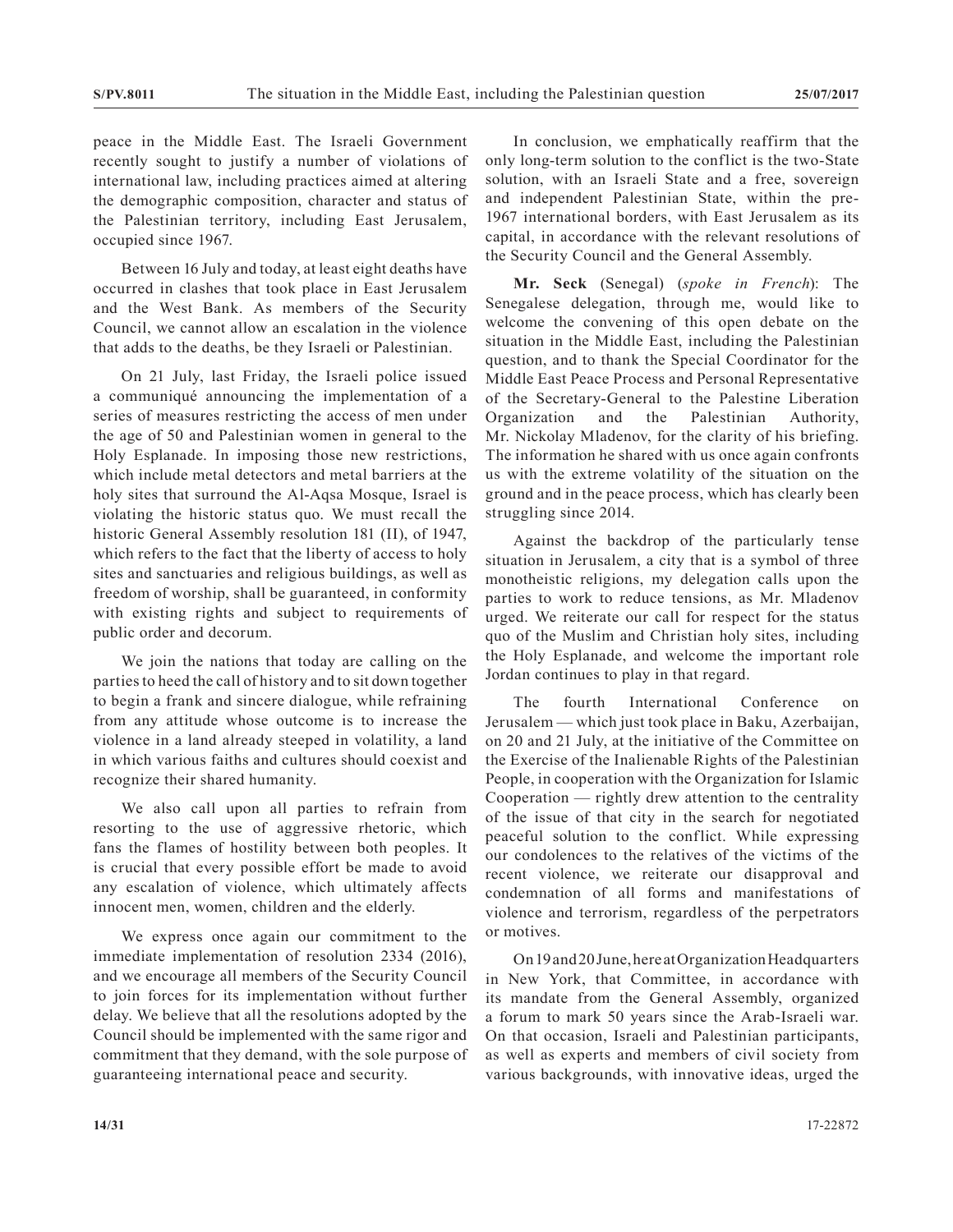peace in the Middle East. The Israeli Government recently sought to justify a number of violations of international law, including practices aimed at altering the demographic composition, character and status of the Palestinian territory, including East Jerusalem, occupied since 1967.

Between 16 July and today, at least eight deaths have occurred in clashes that took place in East Jerusalem and the West Bank. As members of the Security Council, we cannot allow an escalation in the violence that adds to the deaths, be they Israeli or Palestinian.

On 21 July, last Friday, the Israeli police issued a communiqué announcing the implementation of a series of measures restricting the access of men under the age of 50 and Palestinian women in general to the Holy Esplanade. In imposing those new restrictions, which include metal detectors and metal barriers at the holy sites that surround the Al-Aqsa Mosque, Israel is violating the historic status quo. We must recall the historic General Assembly resolution 181 (II), of 1947, which refers to the fact that the liberty of access to holy sites and sanctuaries and religious buildings, as well as freedom of worship, shall be guaranteed, in conformity with existing rights and subject to requirements of public order and decorum.

We join the nations that today are calling on the parties to heed the call of history and to sit down together to begin a frank and sincere dialogue, while refraining from any attitude whose outcome is to increase the violence in a land already steeped in volatility, a land in which various faiths and cultures should coexist and recognize their shared humanity.

We also call upon all parties to refrain from resorting to the use of aggressive rhetoric, which fans the flames of hostility between both peoples. It is crucial that every possible effort be made to avoid any escalation of violence, which ultimately affects innocent men, women, children and the elderly.

We express once again our commitment to the immediate implementation of resolution 2334 (2016), and we encourage all members of the Security Council to join forces for its implementation without further delay. We believe that all the resolutions adopted by the Council should be implemented with the same rigor and commitment that they demand, with the sole purpose of guaranteeing international peace and security.

In conclusion, we emphatically reaffirm that the only long-term solution to the conflict is the two-State solution, with an Israeli State and a free, sovereign and independent Palestinian State, within the pre-1967 international borders, with East Jerusalem as its capital, in accordance with the relevant resolutions of the Security Council and the General Assembly.

**Mr. Seck** (Senegal) (*spoke in French*): The Senegalese delegation, through me, would like to welcome the convening of this open debate on the situation in the Middle East, including the Palestinian question, and to thank the Special Coordinator for the Middle East Peace Process and Personal Representative of the Secretary-General to the Palestine Liberation Organization and the Palestinian Authority, Mr. Nickolay Mladenov, for the clarity of his briefing. The information he shared with us once again confronts us with the extreme volatility of the situation on the ground and in the peace process, which has clearly been struggling since 2014.

Against the backdrop of the particularly tense situation in Jerusalem, a city that is a symbol of three monotheistic religions, my delegation calls upon the parties to work to reduce tensions, as Mr. Mladenov urged. We reiterate our call for respect for the status quo of the Muslim and Christian holy sites, including the Holy Esplanade, and welcome the important role Jordan continues to play in that regard.

The fourth International Conference on Jerusalem — which just took place in Baku, Azerbaijan, on 20 and 21 July, at the initiative of the Committee on the Exercise of the Inalienable Rights of the Palestinian People, in cooperation with the Organization for Islamic Cooperation — rightly drew attention to the centrality of the issue of that city in the search for negotiated peaceful solution to the conflict. While expressing our condolences to the relatives of the victims of the recent violence, we reiterate our disapproval and condemnation of all forms and manifestations of violence and terrorism, regardless of the perpetrators or motives.

On 19 and 20 June, here at Organization Headquarters in New York, that Committee, in accordance with its mandate from the General Assembly, organized a forum to mark 50 years since the Arab-Israeli war. On that occasion, Israeli and Palestinian participants, as well as experts and members of civil society from various backgrounds, with innovative ideas, urged the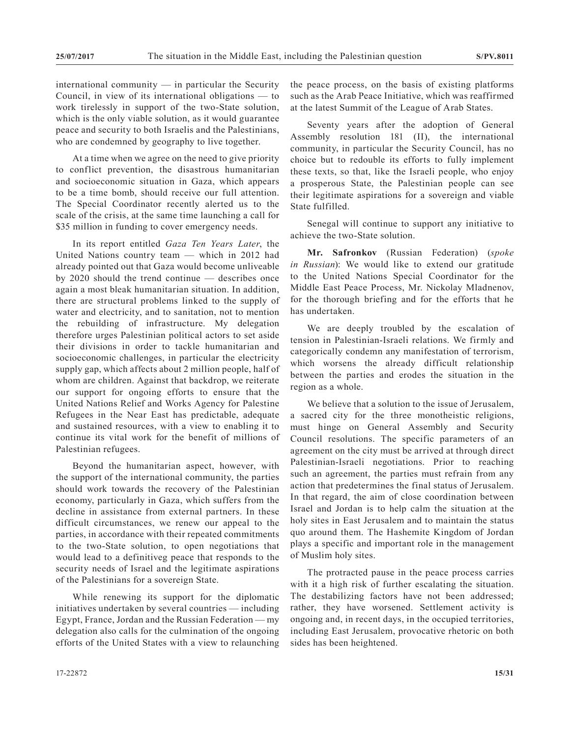international community — in particular the Security Council, in view of its international obligations — to work tirelessly in support of the two-State solution, which is the only viable solution, as it would guarantee peace and security to both Israelis and the Palestinians, who are condemned by geography to live together.

At a time when we agree on the need to give priority to conflict prevention, the disastrous humanitarian and socioeconomic situation in Gaza, which appears to be a time bomb, should receive our full attention. The Special Coordinator recently alerted us to the scale of the crisis, at the same time launching a call for $35 million in funding to cover emergency needs.

In its report entitled *Gaza Ten Years Later*, the United Nations country team — which in 2012 had already pointed out that Gaza would become unliveable by 2020 should the trend continue — describes once again a most bleak humanitarian situation. In addition, there are structural problems linked to the supply of water and electricity, and to sanitation, not to mention the rebuilding of infrastructure. My delegation therefore urges Palestinian political actors to set aside their divisions in order to tackle humanitarian and socioeconomic challenges, in particular the electricity supply gap, which affects about 2 million people, half of whom are children. Against that backdrop, we reiterate our support for ongoing efforts to ensure that the United Nations Relief and Works Agency for Palestine Refugees in the Near East has predictable, adequate and sustained resources, with a view to enabling it to continue its vital work for the benefit of millions of Palestinian refugees.

Beyond the humanitarian aspect, however, with the support of the international community, the parties should work towards the recovery of the Palestinian economy, particularly in Gaza, which suffers from the decline in assistance from external partners. In these difficult circumstances, we renew our appeal to the parties, in accordance with their repeated commitments to the two-State solution, to open negotiations that would lead to a definitiveg peace that responds to the security needs of Israel and the legitimate aspirations of the Palestinians for a sovereign State.

While renewing its support for the diplomatic initiatives undertaken by several countries — including Egypt, France, Jordan and the Russian Federation — my delegation also calls for the culmination of the ongoing efforts of the United States with a view to relaunching the peace process, on the basis of existing platforms such as the Arab Peace Initiative, which was reaffirmed at the latest Summit of the League of Arab States.

Seventy years after the adoption of General Assembly resolution 181 (II), the international community, in particular the Security Council, has no choice but to redouble its efforts to fully implement these texts, so that, like the Israeli people, who enjoy a prosperous State, the Palestinian people can see their legitimate aspirations for a sovereign and viable State fulfilled.

Senegal will continue to support any initiative to achieve the two-State solution.

**Mr. Safronkov** (Russian Federation) (*spoke in Russian*): We would like to extend our gratitude to the United Nations Special Coordinator for the Middle East Peace Process, Mr. Nickolay Mladnenov, for the thorough briefing and for the efforts that he has undertaken.

We are deeply troubled by the escalation of tension in Palestinian-Israeli relations. We firmly and categorically condemn any manifestation of terrorism, which worsens the already difficult relationship between the parties and erodes the situation in the region as a whole.

We believe that a solution to the issue of Jerusalem, a sacred city for the three monotheistic religions, must hinge on General Assembly and Security Council resolutions. The specific parameters of an agreement on the city must be arrived at through direct Palestinian-Israeli negotiations. Prior to reaching such an agreement, the parties must refrain from any action that predetermines the final status of Jerusalem. In that regard, the aim of close coordination between Israel and Jordan is to help calm the situation at the holy sites in East Jerusalem and to maintain the status quo around them. The Hashemite Kingdom of Jordan plays a specific and important role in the management of Muslim holy sites.

The protracted pause in the peace process carries with it a high risk of further escalating the situation. The destabilizing factors have not been addressed; rather, they have worsened. Settlement activity is ongoing and, in recent days, in the occupied territories, including East Jerusalem, provocative rhetoric on both sides has been heightened.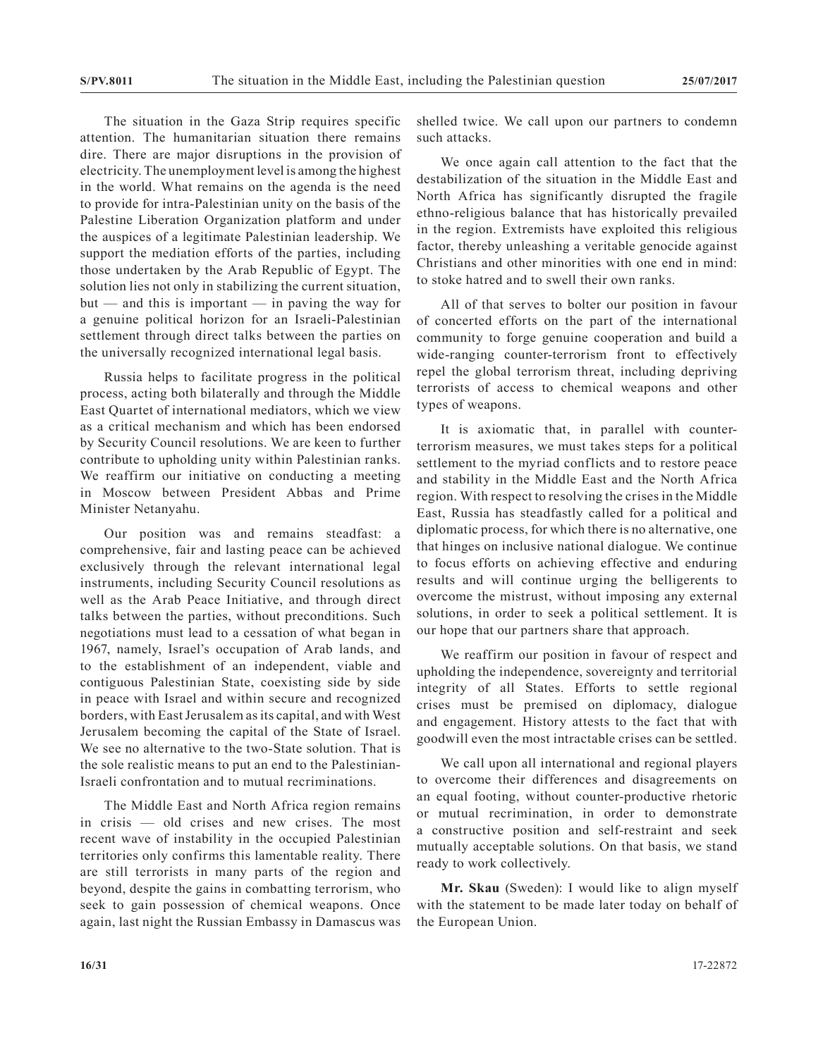The situation in the Gaza Strip requires specific attention. The humanitarian situation there remains dire. There are major disruptions in the provision of electricity. The unemployment level is among the highest in the world. What remains on the agenda is the need to provide for intra-Palestinian unity on the basis of the Palestine Liberation Organization platform and under the auspices of a legitimate Palestinian leadership. We support the mediation efforts of the parties, including those undertaken by the Arab Republic of Egypt. The solution lies not only in stabilizing the current situation, but — and this is important — in paving the way for a genuine political horizon for an Israeli-Palestinian settlement through direct talks between the parties on the universally recognized international legal basis.

Russia helps to facilitate progress in the political process, acting both bilaterally and through the Middle East Quartet of international mediators, which we view as a critical mechanism and which has been endorsed by Security Council resolutions. We are keen to further contribute to upholding unity within Palestinian ranks. We reaffirm our initiative on conducting a meeting in Moscow between President Abbas and Prime Minister Netanyahu.

Our position was and remains steadfast: a comprehensive, fair and lasting peace can be achieved exclusively through the relevant international legal instruments, including Security Council resolutions as well as the Arab Peace Initiative, and through direct talks between the parties, without preconditions. Such negotiations must lead to a cessation of what began in 1967, namely, Israel's occupation of Arab lands, and to the establishment of an independent, viable and contiguous Palestinian State, coexisting side by side in peace with Israel and within secure and recognized borders, with East Jerusalem as its capital, and with West Jerusalem becoming the capital of the State of Israel. We see no alternative to the two-State solution. That is the sole realistic means to put an end to the Palestinian-Israeli confrontation and to mutual recriminations.

The Middle East and North Africa region remains in crisis — old crises and new crises. The most recent wave of instability in the occupied Palestinian territories only confirms this lamentable reality. There are still terrorists in many parts of the region and beyond, despite the gains in combatting terrorism, who seek to gain possession of chemical weapons. Once again, last night the Russian Embassy in Damascus was shelled twice. We call upon our partners to condemn such attacks.

We once again call attention to the fact that the destabilization of the situation in the Middle East and North Africa has significantly disrupted the fragile ethno-religious balance that has historically prevailed in the region. Extremists have exploited this religious factor, thereby unleashing a veritable genocide against Christians and other minorities with one end in mind: to stoke hatred and to swell their own ranks.

All of that serves to bolter our position in favour of concerted efforts on the part of the international community to forge genuine cooperation and build a wide-ranging counter-terrorism front to effectively repel the global terrorism threat, including depriving terrorists of access to chemical weapons and other types of weapons.

It is axiomatic that, in parallel with counter-terrorism measures, we must takes steps for a political settlement to the myriad conflicts and to restore peace and stability in the Middle East and the North Africa region. With respect to resolving the crises in the Middle East, Russia has steadfastly called for a political and diplomatic process, for which there is no alternative, one that hinges on inclusive national dialogue. We continue to focus efforts on achieving effective and enduring results and will continue urging the belligerents to overcome the mistrust, without imposing any external solutions, in order to seek a political settlement. It is our hope that our partners share that approach.

We reaffirm our position in favour of respect and upholding the independence, sovereignty and territorial integrity of all States. Efforts to settle regional crises must be premised on diplomacy, dialogue and engagement. History attests to the fact that with goodwill even the most intractable crises can be settled.

We call upon all international and regional players to overcome their differences and disagreements on an equal footing, without counter-productive rhetoric or mutual recrimination, in order to demonstrate a constructive position and self-restraint and seek mutually acceptable solutions. On that basis, we stand ready to work collectively.

**Mr. Skau** (Sweden): I would like to align myself with the statement to be made later today on behalf of the European Union.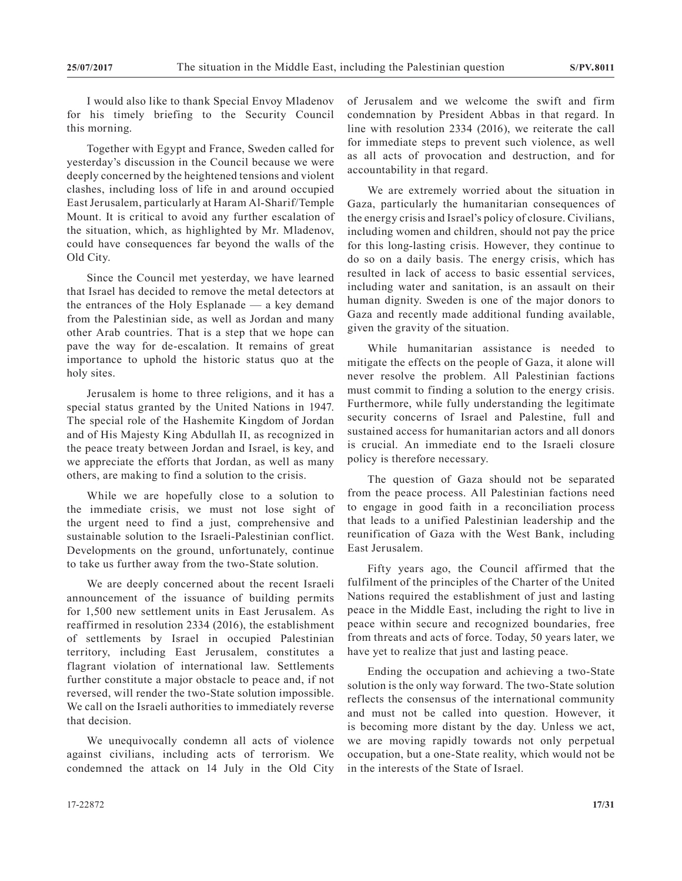I would also like to thank Special Envoy Mladenov for his timely briefing to the Security Council this morning.

Together with Egypt and France, Sweden called for yesterday's discussion in the Council because we were deeply concerned by the heightened tensions and violent clashes, including loss of life in and around occupied East Jerusalem, particularly at Haram Al-Sharif/Temple Mount. It is critical to avoid any further escalation of the situation, which, as highlighted by Mr. Mladenov, could have consequences far beyond the walls of the Old City.

Since the Council met yesterday, we have learned that Israel has decided to remove the metal detectors at the entrances of the Holy Esplanade — a key demand from the Palestinian side, as well as Jordan and many other Arab countries. That is a step that we hope can pave the way for de-escalation. It remains of great importance to uphold the historic status quo at the holy sites.

Jerusalem is home to three religions, and it has a special status granted by the United Nations in 1947. The special role of the Hashemite Kingdom of Jordan and of His Majesty King Abdullah II, as recognized in the peace treaty between Jordan and Israel, is key, and we appreciate the efforts that Jordan, as well as many others, are making to find a solution to the crisis.

While we are hopefully close to a solution to the immediate crisis, we must not lose sight of the urgent need to find a just, comprehensive and sustainable solution to the Israeli-Palestinian conflict. Developments on the ground, unfortunately, continue to take us further away from the two-State solution.

We are deeply concerned about the recent Israeli announcement of the issuance of building permits for 1,500 new settlement units in East Jerusalem. As reaffirmed in resolution 2334 (2016), the establishment of settlements by Israel in occupied Palestinian territory, including East Jerusalem, constitutes a flagrant violation of international law. Settlements further constitute a major obstacle to peace and, if not reversed, will render the two-State solution impossible. We call on the Israeli authorities to immediately reverse that decision.

We unequivocally condemn all acts of violence against civilians, including acts of terrorism. We condemned the attack on 14 July in the Old City of Jerusalem and we welcome the swift and firm condemnation by President Abbas in that regard. In line with resolution 2334 (2016), we reiterate the call for immediate steps to prevent such violence, as well as all acts of provocation and destruction, and for accountability in that regard.

We are extremely worried about the situation in Gaza, particularly the humanitarian consequences of the energy crisis and Israel's policy of closure. Civilians, including women and children, should not pay the price for this long-lasting crisis. However, they continue to do so on a daily basis. The energy crisis, which has resulted in lack of access to basic essential services, including water and sanitation, is an assault on their human dignity. Sweden is one of the major donors to Gaza and recently made additional funding available, given the gravity of the situation.

While humanitarian assistance is needed to mitigate the effects on the people of Gaza, it alone will never resolve the problem. All Palestinian factions must commit to finding a solution to the energy crisis. Furthermore, while fully understanding the legitimate security concerns of Israel and Palestine, full and sustained access for humanitarian actors and all donors is crucial. An immediate end to the Israeli closure policy is therefore necessary.

The question of Gaza should not be separated from the peace process. All Palestinian factions need to engage in good faith in a reconciliation process that leads to a unified Palestinian leadership and the reunification of Gaza with the West Bank, including East Jerusalem.

Fifty years ago, the Council affirmed that the fulfilment of the principles of the Charter of the United Nations required the establishment of just and lasting peace in the Middle East, including the right to live in peace within secure and recognized boundaries, free from threats and acts of force. Today, 50 years later, we have yet to realize that just and lasting peace.

Ending the occupation and achieving a two-State solution is the only way forward. The two-State solution reflects the consensus of the international community and must not be called into question. However, it is becoming more distant by the day. Unless we act, we are moving rapidly towards not only perpetual occupation, but a one-State reality, which would not be in the interests of the State of Israel.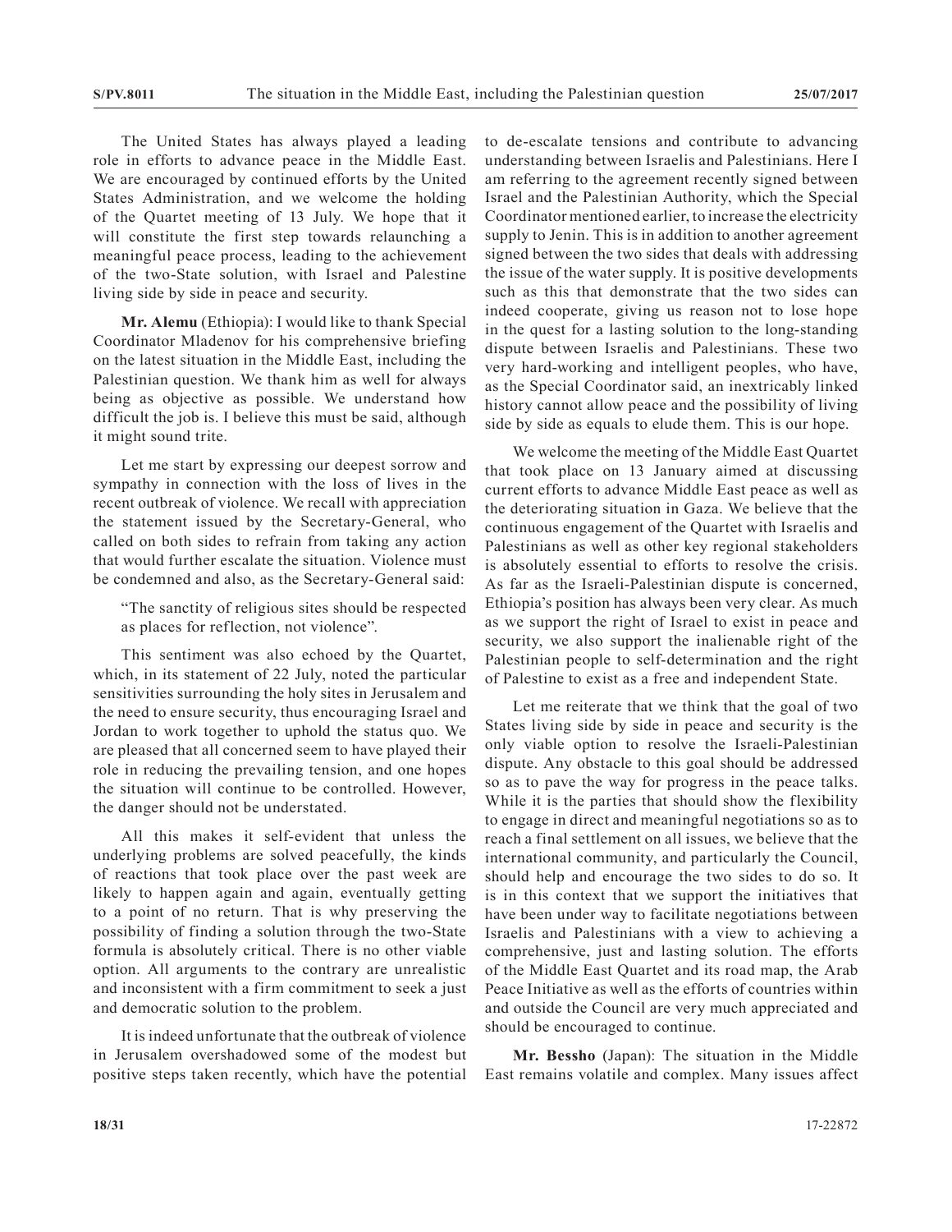The United States has always played a leading role in efforts to advance peace in the Middle East. We are encouraged by continued efforts by the United States Administration, and we welcome the holding of the Quartet meeting of 13 July. We hope that it will constitute the first step towards relaunching a meaningful peace process, leading to the achievement of the two-State solution, with Israel and Palestine living side by side in peace and security.

**Mr. Alemu** (Ethiopia): I would like to thank Special Coordinator Mladenov for his comprehensive briefing on the latest situation in the Middle East, including the Palestinian question. We thank him as well for always being as objective as possible. We understand how difficult the job is. I believe this must be said, although it might sound trite.

Let me start by expressing our deepest sorrow and sympathy in connection with the loss of lives in the recent outbreak of violence. We recall with appreciation the statement issued by the Secretary-General, who called on both sides to refrain from taking any action that would further escalate the situation. Violence must be condemned and also, as the Secretary-General said:

> "The sanctity of religious sites should be respected as places for reflection, not violence".

This sentiment was also echoed by the Quartet, which, in its statement of 22 July, noted the particular sensitivities surrounding the holy sites in Jerusalem and the need to ensure security, thus encouraging Israel and Jordan to work together to uphold the status quo. We are pleased that all concerned seem to have played their role in reducing the prevailing tension, and one hopes the situation will continue to be controlled. However, the danger should not be understated.

All this makes it self-evident that unless the underlying problems are solved peacefully, the kinds of reactions that took place over the past week are likely to happen again and again, eventually getting to a point of no return. That is why preserving the possibility of finding a solution through the two-State formula is absolutely critical. There is no other viable option. All arguments to the contrary are unrealistic and inconsistent with a firm commitment to seek a just and democratic solution to the problem.

It is indeed unfortunate that the outbreak of violence in Jerusalem overshadowed some of the modest but positive steps taken recently, which have the potential to de-escalate tensions and contribute to advancing understanding between Israelis and Palestinians. Here I am referring to the agreement recently signed between Israel and the Palestinian Authority, which the Special Coordinator mentioned earlier, to increase the electricity supply to Jenin. This is in addition to another agreement signed between the two sides that deals with addressing the issue of the water supply. It is positive developments such as this that demonstrate that the two sides can indeed cooperate, giving us reason not to lose hope in the quest for a lasting solution to the long-standing dispute between Israelis and Palestinians. These two very hard-working and intelligent peoples, who have, as the Special Coordinator said, an inextricably linked history cannot allow peace and the possibility of living side by side as equals to elude them. This is our hope.

We welcome the meeting of the Middle East Quartet that took place on 13 January aimed at discussing current efforts to advance Middle East peace as well as the deteriorating situation in Gaza. We believe that the continuous engagement of the Quartet with Israelis and Palestinians as well as other key regional stakeholders is absolutely essential to efforts to resolve the crisis. As far as the Israeli-Palestinian dispute is concerned, Ethiopia's position has always been very clear. As much as we support the right of Israel to exist in peace and security, we also support the inalienable right of the Palestinian people to self-determination and the right of Palestine to exist as a free and independent State.

Let me reiterate that we think that the goal of two States living side by side in peace and security is the only viable option to resolve the Israeli-Palestinian dispute. Any obstacle to this goal should be addressed so as to pave the way for progress in the peace talks. While it is the parties that should show the flexibility to engage in direct and meaningful negotiations so as to reach a final settlement on all issues, we believe that the international community, and particularly the Council, should help and encourage the two sides to do so. It is in this context that we support the initiatives that have been under way to facilitate negotiations between Israelis and Palestinians with a view to achieving a comprehensive, just and lasting solution. The efforts of the Middle East Quartet and its road map, the Arab Peace Initiative as well as the efforts of countries within and outside the Council are very much appreciated and should be encouraged to continue.

**Mr. Bessho** (Japan): The situation in the Middle East remains volatile and complex. Many issues affect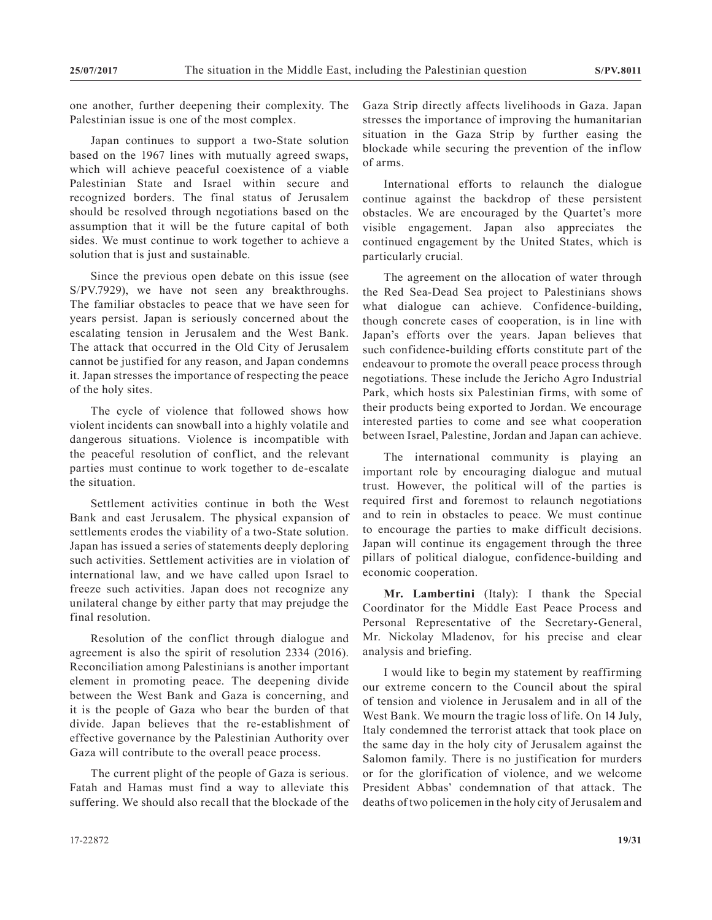one another, further deepening their complexity. The Palestinian issue is one of the most complex.

Japan continues to support a two-State solution based on the 1967 lines with mutually agreed swaps, which will achieve peaceful coexistence of a viable Palestinian State and Israel within secure and recognized borders. The final status of Jerusalem should be resolved through negotiations based on the assumption that it will be the future capital of both sides. We must continue to work together to achieve a solution that is just and sustainable.

Since the previous open debate on this issue (see S/PV.7929), we have not seen any breakthroughs. The familiar obstacles to peace that we have seen for years persist. Japan is seriously concerned about the escalating tension in Jerusalem and the West Bank. The attack that occurred in the Old City of Jerusalem cannot be justified for any reason, and Japan condemns it. Japan stresses the importance of respecting the peace of the holy sites.

The cycle of violence that followed shows how violent incidents can snowball into a highly volatile and dangerous situations. Violence is incompatible with the peaceful resolution of conflict, and the relevant parties must continue to work together to de-escalate the situation.

Settlement activities continue in both the West Bank and east Jerusalem. The physical expansion of settlements erodes the viability of a two-State solution. Japan has issued a series of statements deeply deploring such activities. Settlement activities are in violation of international law, and we have called upon Israel to freeze such activities. Japan does not recognize any unilateral change by either party that may prejudge the final resolution.

Resolution of the conflict through dialogue and agreement is also the spirit of resolution 2334 (2016). Reconciliation among Palestinians is another important element in promoting peace. The deepening divide between the West Bank and Gaza is concerning, and it is the people of Gaza who bear the burden of that divide. Japan believes that the re-establishment of effective governance by the Palestinian Authority over Gaza will contribute to the overall peace process.

The current plight of the people of Gaza is serious. Fatah and Hamas must find a way to alleviate this suffering. We should also recall that the blockade of the Gaza Strip directly affects livelihoods in Gaza. Japan stresses the importance of improving the humanitarian situation in the Gaza Strip by further easing the blockade while securing the prevention of the inflow of arms.

International efforts to relaunch the dialogue continue against the backdrop of these persistent obstacles. We are encouraged by the Quartet's more visible engagement. Japan also appreciates the continued engagement by the United States, which is particularly crucial.

The agreement on the allocation of water through the Red Sea-Dead Sea project to Palestinians shows what dialogue can achieve. Confidence-building, though concrete cases of cooperation, is in line with Japan's efforts over the years. Japan believes that such confidence-building efforts constitute part of the endeavour to promote the overall peace process through negotiations. These include the Jericho Agro Industrial Park, which hosts six Palestinian firms, with some of their products being exported to Jordan. We encourage interested parties to come and see what cooperation between Israel, Palestine, Jordan and Japan can achieve.

The international community is playing an important role by encouraging dialogue and mutual trust. However, the political will of the parties is required first and foremost to relaunch negotiations and to rein in obstacles to peace. We must continue to encourage the parties to make difficult decisions. Japan will continue its engagement through the three pillars of political dialogue, confidence-building and economic cooperation.

**Mr. Lambertini** (Italy): I thank the Special Coordinator for the Middle East Peace Process and Personal Representative of the Secretary-General, Mr. Nickolay Mladenov, for his precise and clear analysis and briefing.

I would like to begin my statement by reaffirming our extreme concern to the Council about the spiral of tension and violence in Jerusalem and in all of the West Bank. We mourn the tragic loss of life. On 14 July, Italy condemned the terrorist attack that took place on the same day in the holy city of Jerusalem against the Salomon family. There is no justification for murders or for the glorification of violence, and we welcome President Abbas' condemnation of that attack. The deaths of two policemen in the holy city of Jerusalem and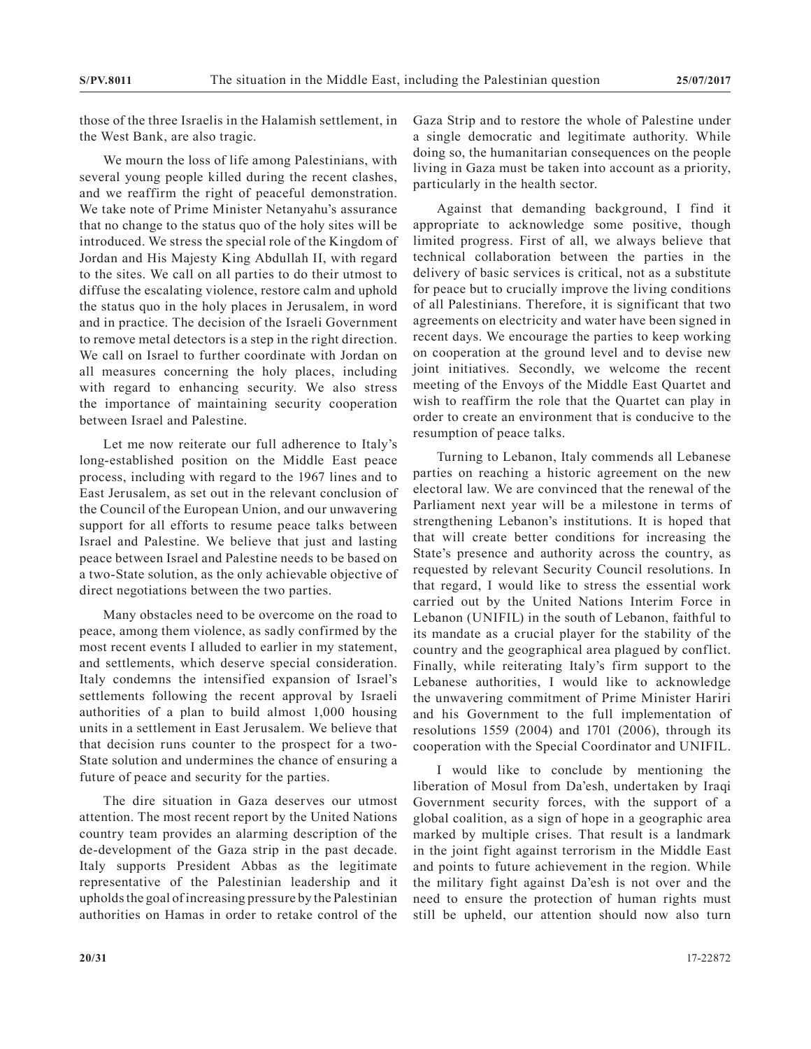those of the three Israelis in the Halamish settlement, in the West Bank, are also tragic.

We mourn the loss of life among Palestinians, with several young people killed during the recent clashes, and we reaffirm the right of peaceful demonstration. We take note of Prime Minister Netanyahu's assurance that no change to the status quo of the holy sites will be introduced. We stress the special role of the Kingdom of Jordan and His Majesty King Abdullah II, with regard to the sites. We call on all parties to do their utmost to diffuse the escalating violence, restore calm and uphold the status quo in the holy places in Jerusalem, in word and in practice. The decision of the Israeli Government to remove metal detectors is a step in the right direction. We call on Israel to further coordinate with Jordan on all measures concerning the holy places, including with regard to enhancing security. We also stress the importance of maintaining security cooperation between Israel and Palestine.

Let me now reiterate our full adherence to Italy's long-established position on the Middle East peace process, including with regard to the 1967 lines and to East Jerusalem, as set out in the relevant conclusion of the Council of the European Union, and our unwavering support for all efforts to resume peace talks between Israel and Palestine. We believe that just and lasting peace between Israel and Palestine needs to be based on a two-State solution, as the only achievable objective of direct negotiations between the two parties.

Many obstacles need to be overcome on the road to peace, among them violence, as sadly confirmed by the most recent events I alluded to earlier in my statement, and settlements, which deserve special consideration. Italy condemns the intensified expansion of Israel's settlements following the recent approval by Israeli authorities of a plan to build almost 1,000 housing units in a settlement in East Jerusalem. We believe that that decision runs counter to the prospect for a two-State solution and undermines the chance of ensuring a future of peace and security for the parties.

The dire situation in Gaza deserves our utmost attention. The most recent report by the United Nations country team provides an alarming description of the de-development of the Gaza strip in the past decade. Italy supports President Abbas as the legitimate representative of the Palestinian leadership and it upholds the goal of increasing pressure by the Palestinian authorities on Hamas in order to retake control of the Gaza Strip and to restore the whole of Palestine under a single democratic and legitimate authority. While doing so, the humanitarian consequences on the people living in Gaza must be taken into account as a priority, particularly in the health sector.

Against that demanding background, I find it appropriate to acknowledge some positive, though limited progress. First of all, we always believe that technical collaboration between the parties in the delivery of basic services is critical, not as a substitute for peace but to crucially improve the living conditions of all Palestinians. Therefore, it is significant that two agreements on electricity and water have been signed in recent days. We encourage the parties to keep working on cooperation at the ground level and to devise new joint initiatives. Secondly, we welcome the recent meeting of the Envoys of the Middle East Quartet and wish to reaffirm the role that the Quartet can play in order to create an environment that is conducive to the resumption of peace talks.

Turning to Lebanon, Italy commends all Lebanese parties on reaching a historic agreement on the new electoral law. We are convinced that the renewal of the Parliament next year will be a milestone in terms of strengthening Lebanon's institutions. It is hoped that that will create better conditions for increasing the State's presence and authority across the country, as requested by relevant Security Council resolutions. In that regard, I would like to stress the essential work carried out by the United Nations Interim Force in Lebanon (UNIFIL) in the south of Lebanon, faithful to its mandate as a crucial player for the stability of the country and the geographical area plagued by conflict. Finally, while reiterating Italy's firm support to the Lebanese authorities, I would like to acknowledge the unwavering commitment of Prime Minister Hariri and his Government to the full implementation of resolutions 1559 (2004) and 1701 (2006), through its cooperation with the Special Coordinator and UNIFIL.

I would like to conclude by mentioning the liberation of Mosul from Da'esh, undertaken by Iraqi Government security forces, with the support of a global coalition, as a sign of hope in a geographic area marked by multiple crises. That result is a landmark in the joint fight against terrorism in the Middle East and points to future achievement in the region. While the military fight against Da'esh is not over and the need to ensure the protection of human rights must still be upheld, our attention should now also turn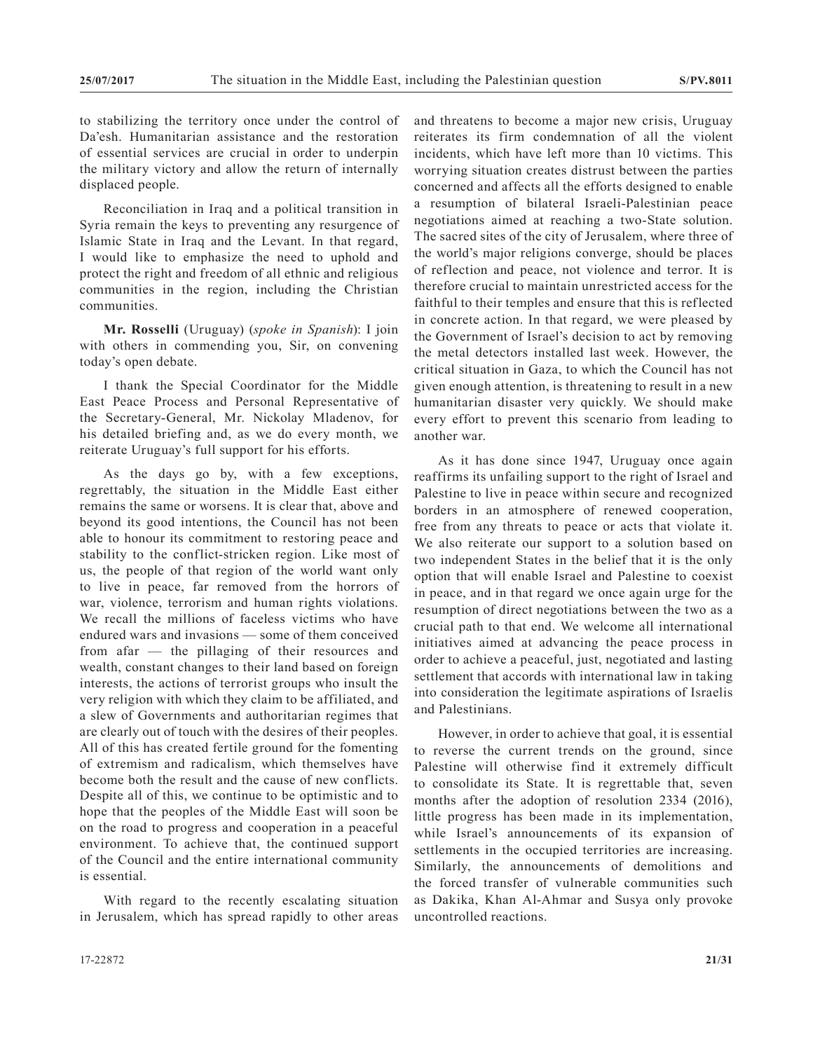to stabilizing the territory once under the control of Da'esh. Humanitarian assistance and the restoration of essential services are crucial in order to underpin the military victory and allow the return of internally displaced people.

Reconciliation in Iraq and a political transition in Syria remain the keys to preventing any resurgence of Islamic State in Iraq and the Levant. In that regard, I would like to emphasize the need to uphold and protect the right and freedom of all ethnic and religious communities in the region, including the Christian communities.

**Mr. Rosselli** (Uruguay) (*spoke in Spanish*): I join with others in commending you, Sir, on convening today's open debate.

I thank the Special Coordinator for the Middle East Peace Process and Personal Representative of the Secretary-General, Mr. Nickolay Mladenov, for his detailed briefing and, as we do every month, we reiterate Uruguay's full support for his efforts.

As the days go by, with a few exceptions, regrettably, the situation in the Middle East either remains the same or worsens. It is clear that, above and beyond its good intentions, the Council has not been able to honour its commitment to restoring peace and stability to the conflict-stricken region. Like most of us, the people of that region of the world want only to live in peace, far removed from the horrors of war, violence, terrorism and human rights violations. We recall the millions of faceless victims who have endured wars and invasions — some of them conceived from afar — the pillaging of their resources and wealth, constant changes to their land based on foreign interests, the actions of terrorist groups who insult the very religion with which they claim to be affiliated, and a slew of Governments and authoritarian regimes that are clearly out of touch with the desires of their peoples. All of this has created fertile ground for the fomenting of extremism and radicalism, which themselves have become both the result and the cause of new conflicts. Despite all of this, we continue to be optimistic and to hope that the peoples of the Middle East will soon be on the road to progress and cooperation in a peaceful environment. To achieve that, the continued support of the Council and the entire international community is essential.

With regard to the recently escalating situation in Jerusalem, which has spread rapidly to other areas and threatens to become a major new crisis, Uruguay reiterates its firm condemnation of all the violent incidents, which have left more than 10 victims. This worrying situation creates distrust between the parties concerned and affects all the efforts designed to enable a resumption of bilateral Israeli-Palestinian peace negotiations aimed at reaching a two-State solution. The sacred sites of the city of Jerusalem, where three of the world's major religions converge, should be places of reflection and peace, not violence and terror. It is therefore crucial to maintain unrestricted access for the faithful to their temples and ensure that this is reflected in concrete action. In that regard, we were pleased by the Government of Israel's decision to act by removing the metal detectors installed last week. However, the critical situation in Gaza, to which the Council has not given enough attention, is threatening to result in a new humanitarian disaster very quickly. We should make every effort to prevent this scenario from leading to another war.

As it has done since 1947, Uruguay once again reaffirms its unfailing support to the right of Israel and Palestine to live in peace within secure and recognized borders in an atmosphere of renewed cooperation, free from any threats to peace or acts that violate it. We also reiterate our support to a solution based on two independent States in the belief that it is the only option that will enable Israel and Palestine to coexist in peace, and in that regard we once again urge for the resumption of direct negotiations between the two as a crucial path to that end. We welcome all international initiatives aimed at advancing the peace process in order to achieve a peaceful, just, negotiated and lasting settlement that accords with international law in taking into consideration the legitimate aspirations of Israelis and Palestinians.

However, in order to achieve that goal, it is essential to reverse the current trends on the ground, since Palestine will otherwise find it extremely difficult to consolidate its State. It is regrettable that, seven months after the adoption of resolution 2334 (2016), little progress has been made in its implementation, while Israel's announcements of its expansion of settlements in the occupied territories are increasing. Similarly, the announcements of demolitions and the forced transfer of vulnerable communities such as Dakika, Khan Al-Ahmar and Susya only provoke uncontrolled reactions.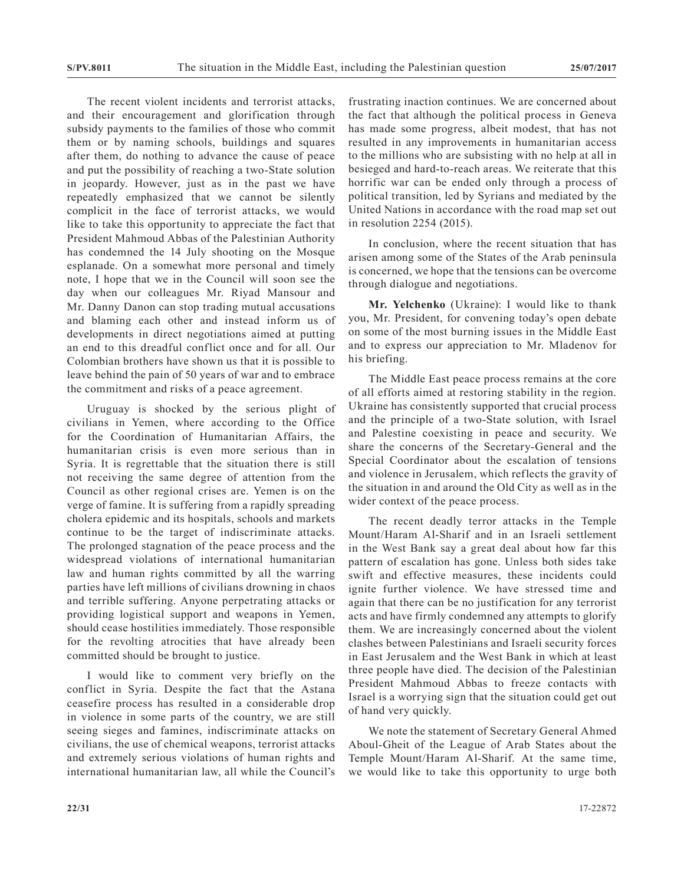The recent violent incidents and terrorist attacks, and their encouragement and glorification through subsidy payments to the families of those who commit them or by naming schools, buildings and squares after them, do nothing to advance the cause of peace and put the possibility of reaching a two-State solution in jeopardy. However, just as in the past we have repeatedly emphasized that we cannot be silently complicit in the face of terrorist attacks, we would like to take this opportunity to appreciate the fact that President Mahmoud Abbas of the Palestinian Authority has condemned the 14 July shooting on the Mosque esplanade. On a somewhat more personal and timely note, I hope that we in the Council will soon see the day when our colleagues Mr. Riyad Mansour and Mr. Danny Danon can stop trading mutual accusations and blaming each other and instead inform us of developments in direct negotiations aimed at putting an end to this dreadful conflict once and for all. Our Colombian brothers have shown us that it is possible to leave behind the pain of 50 years of war and to embrace the commitment and risks of a peace agreement.

Uruguay is shocked by the serious plight of civilians in Yemen, where according to the Office for the Coordination of Humanitarian Affairs, the humanitarian crisis is even more serious than in Syria. It is regrettable that the situation there is still not receiving the same degree of attention from the Council as other regional crises are. Yemen is on the verge of famine. It is suffering from a rapidly spreading cholera epidemic and its hospitals, schools and markets continue to be the target of indiscriminate attacks. The prolonged stagnation of the peace process and the widespread violations of international humanitarian law and human rights committed by all the warring parties have left millions of civilians drowning in chaos and terrible suffering. Anyone perpetrating attacks or providing logistical support and weapons in Yemen, should cease hostilities immediately. Those responsible for the revolting atrocities that have already been committed should be brought to justice.

I would like to comment very briefly on the conflict in Syria. Despite the fact that the Astana ceasefire process has resulted in a considerable drop in violence in some parts of the country, we are still seeing sieges and famines, indiscriminate attacks on civilians, the use of chemical weapons, terrorist attacks and extremely serious violations of human rights and international humanitarian law, all while the Council's frustrating inaction continues. We are concerned about the fact that although the political process in Geneva has made some progress, albeit modest, that has not resulted in any improvements in humanitarian access to the millions who are subsisting with no help at all in besieged and hard-to-reach areas. We reiterate that this horrific war can be ended only through a process of political transition, led by Syrians and mediated by the United Nations in accordance with the road map set out in resolution 2254 (2015).

In conclusion, where the recent situation that has arisen among some of the States of the Arab peninsula is concerned, we hope that the tensions can be overcome through dialogue and negotiations.

**Mr. Yelchenko** (Ukraine): I would like to thank you, Mr. President, for convening today's open debate on some of the most burning issues in the Middle East and to express our appreciation to Mr. Mladenov for his briefing.

The Middle East peace process remains at the core of all efforts aimed at restoring stability in the region. Ukraine has consistently supported that crucial process and the principle of a two-State solution, with Israel and Palestine coexisting in peace and security. We share the concerns of the Secretary-General and the Special Coordinator about the escalation of tensions and violence in Jerusalem, which reflects the gravity of the situation in and around the Old City as well as in the wider context of the peace process.

The recent deadly terror attacks in the Temple Mount/Haram Al-Sharif and in an Israeli settlement in the West Bank say a great deal about how far this pattern of escalation has gone. Unless both sides take swift and effective measures, these incidents could ignite further violence. We have stressed time and again that there can be no justification for any terrorist acts and have firmly condemned any attempts to glorify them. We are increasingly concerned about the violent clashes between Palestinians and Israeli security forces in East Jerusalem and the West Bank in which at least three people have died. The decision of the Palestinian President Mahmoud Abbas to freeze contacts with Israel is a worrying sign that the situation could get out of hand very quickly.

We note the statement of Secretary General Ahmed Aboul-Gheit of the League of Arab States about the Temple Mount/Haram Al-Sharif. At the same time, we would like to take this opportunity to urge both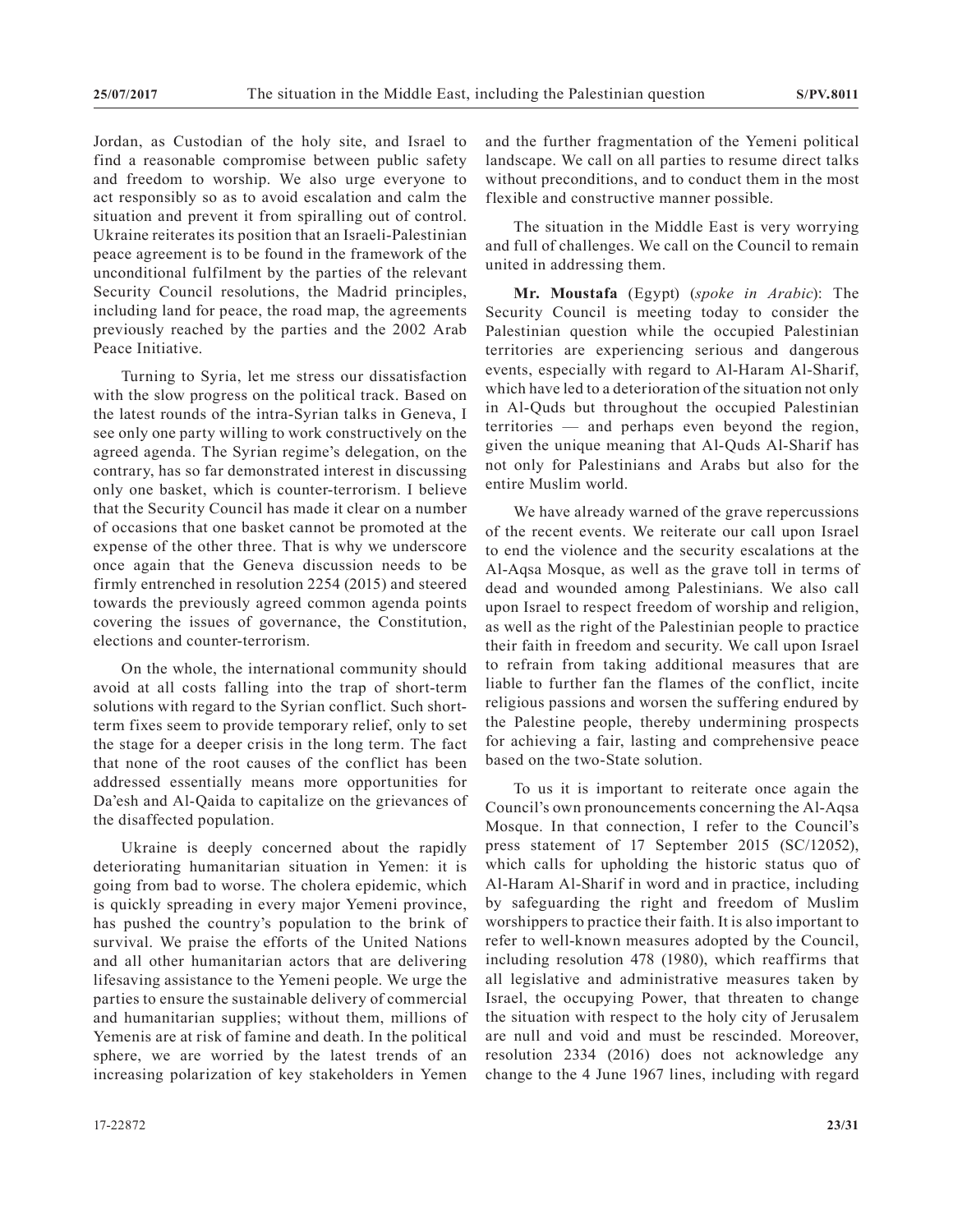Jordan, as Custodian of the holy site, and Israel to find a reasonable compromise between public safety and freedom to worship. We also urge everyone to act responsibly so as to avoid escalation and calm the situation and prevent it from spiralling out of control. Ukraine reiterates its position that an Israeli-Palestinian peace agreement is to be found in the framework of the unconditional fulfilment by the parties of the relevant Security Council resolutions, the Madrid principles, including land for peace, the road map, the agreements previously reached by the parties and the 2002 Arab Peace Initiative.

Turning to Syria, let me stress our dissatisfaction with the slow progress on the political track. Based on the latest rounds of the intra-Syrian talks in Geneva, I see only one party willing to work constructively on the agreed agenda. The Syrian regime's delegation, on the contrary, has so far demonstrated interest in discussing only one basket, which is counter-terrorism. I believe that the Security Council has made it clear on a number of occasions that one basket cannot be promoted at the expense of the other three. That is why we underscore once again that the Geneva discussion needs to be firmly entrenched in resolution 2254 (2015) and steered towards the previously agreed common agenda points covering the issues of governance, the Constitution, elections and counter-terrorism.

On the whole, the international community should avoid at all costs falling into the trap of short-term solutions with regard to the Syrian conflict. Such short-term fixes seem to provide temporary relief, only to set the stage for a deeper crisis in the long term. The fact that none of the root causes of the conflict has been addressed essentially means more opportunities for Da'esh and Al-Qaida to capitalize on the grievances of the disaffected population.

Ukraine is deeply concerned about the rapidly deteriorating humanitarian situation in Yemen: it is going from bad to worse. The cholera epidemic, which is quickly spreading in every major Yemeni province, has pushed the country's population to the brink of survival. We praise the efforts of the United Nations and all other humanitarian actors that are delivering lifesaving assistance to the Yemeni people. We urge the parties to ensure the sustainable delivery of commercial and humanitarian supplies; without them, millions of Yemenis are at risk of famine and death. In the political sphere, we are worried by the latest trends of an increasing polarization of key stakeholders in Yemen and the further fragmentation of the Yemeni political landscape. We call on all parties to resume direct talks without preconditions, and to conduct them in the most flexible and constructive manner possible.

The situation in the Middle East is very worrying and full of challenges. We call on the Council to remain united in addressing them.

**Mr. Moustafa** (Egypt) (*spoke in Arabic*): The Security Council is meeting today to consider the Palestinian question while the occupied Palestinian territories are experiencing serious and dangerous events, especially with regard to Al-Haram Al-Sharif, which have led to a deterioration of the situation not only in Al-Quds but throughout the occupied Palestinian territories — and perhaps even beyond the region, given the unique meaning that Al-Quds Al-Sharif has not only for Palestinians and Arabs but also for the entire Muslim world.

We have already warned of the grave repercussions of the recent events. We reiterate our call upon Israel to end the violence and the security escalations at the Al-Aqsa Mosque, as well as the grave toll in terms of dead and wounded among Palestinians. We also call upon Israel to respect freedom of worship and religion, as well as the right of the Palestinian people to practice their faith in freedom and security. We call upon Israel to refrain from taking additional measures that are liable to further fan the flames of the conflict, incite religious passions and worsen the suffering endured by the Palestine people, thereby undermining prospects for achieving a fair, lasting and comprehensive peace based on the two-State solution.

To us it is important to reiterate once again the Council's own pronouncements concerning the Al-Aqsa Mosque. In that connection, I refer to the Council's press statement of 17 September 2015 (SC/12052), which calls for upholding the historic status quo of Al-Haram Al-Sharif in word and in practice, including by safeguarding the right and freedom of Muslim worshippers to practice their faith. It is also important to refer to well-known measures adopted by the Council, including resolution 478 (1980), which reaffirms that all legislative and administrative measures taken by Israel, the occupying Power, that threaten to change the situation with respect to the holy city of Jerusalem are null and void and must be rescinded. Moreover, resolution 2334 (2016) does not acknowledge any change to the 4 June 1967 lines, including with regard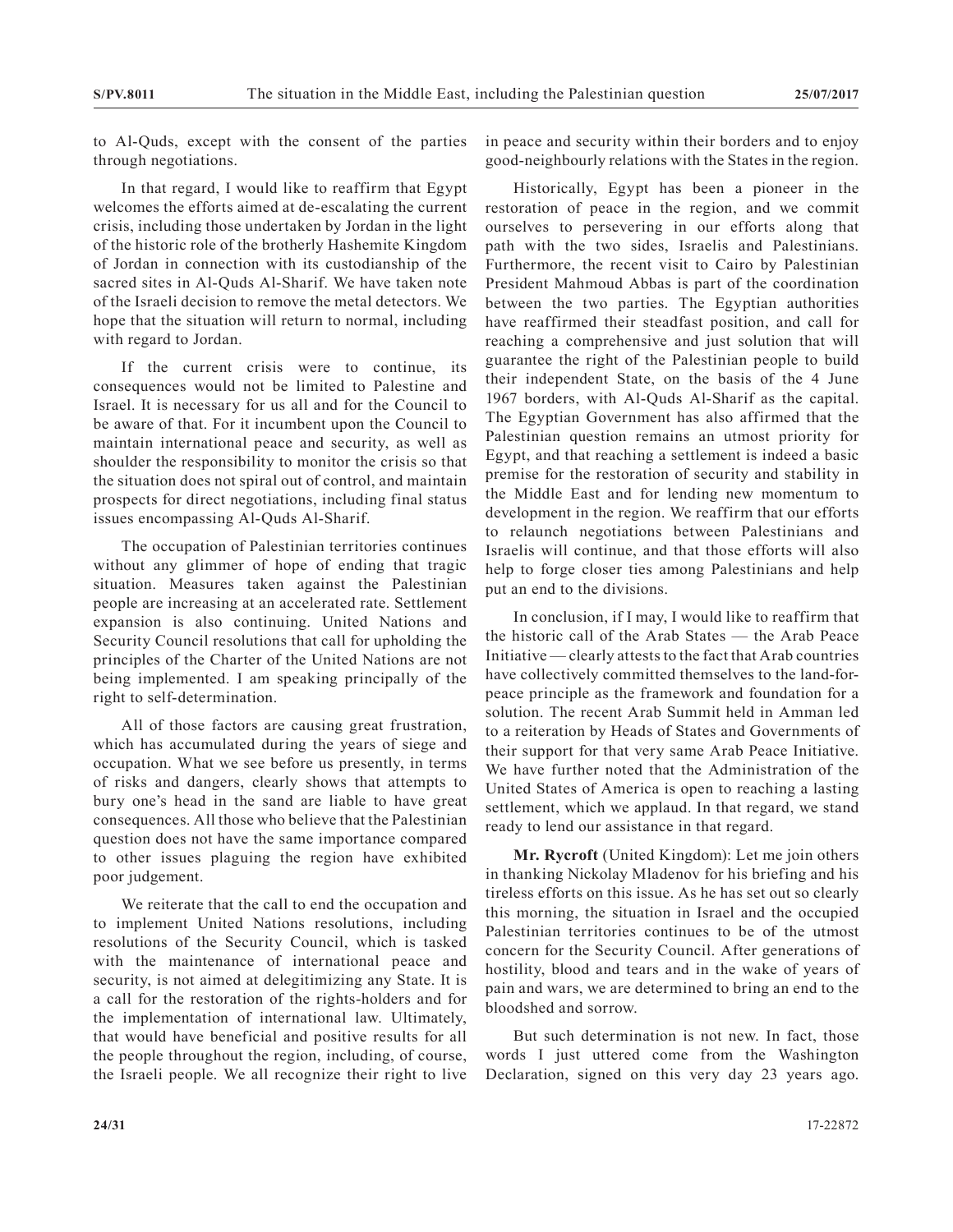to Al-Quds, except with the consent of the parties through negotiations.

In that regard, I would like to reaffirm that Egypt welcomes the efforts aimed at de-escalating the current crisis, including those undertaken by Jordan in the light of the historic role of the brotherly Hashemite Kingdom of Jordan in connection with its custodianship of the sacred sites in Al-Quds Al-Sharif. We have taken note of the Israeli decision to remove the metal detectors. We hope that the situation will return to normal, including with regard to Jordan.

If the current crisis were to continue, its consequences would not be limited to Palestine and Israel. It is necessary for us all and for the Council to be aware of that. For it incumbent upon the Council to maintain international peace and security, as well as shoulder the responsibility to monitor the crisis so that the situation does not spiral out of control, and maintain prospects for direct negotiations, including final status issues encompassing Al-Quds Al-Sharif.

The occupation of Palestinian territories continues without any glimmer of hope of ending that tragic situation. Measures taken against the Palestinian people are increasing at an accelerated rate. Settlement expansion is also continuing. United Nations and Security Council resolutions that call for upholding the principles of the Charter of the United Nations are not being implemented. I am speaking principally of the right to self-determination.

All of those factors are causing great frustration, which has accumulated during the years of siege and occupation. What we see before us presently, in terms of risks and dangers, clearly shows that attempts to bury one's head in the sand are liable to have great consequences. All those who believe that the Palestinian question does not have the same importance compared to other issues plaguing the region have exhibited poor judgement.

We reiterate that the call to end the occupation and to implement United Nations resolutions, including resolutions of the Security Council, which is tasked with the maintenance of international peace and security, is not aimed at delegitimizing any State. It is a call for the restoration of the rights-holders and for the implementation of international law. Ultimately, that would have beneficial and positive results for all the people throughout the region, including, of course, the Israeli people. We all recognize their right to live in peace and security within their borders and to enjoy good-neighbourly relations with the States in the region.

Historically, Egypt has been a pioneer in the restoration of peace in the region, and we commit ourselves to persevering in our efforts along that path with the two sides, Israelis and Palestinians. Furthermore, the recent visit to Cairo by Palestinian President Mahmoud Abbas is part of the coordination between the two parties. The Egyptian authorities have reaffirmed their steadfast position, and call for reaching a comprehensive and just solution that will guarantee the right of the Palestinian people to build their independent State, on the basis of the 4 June 1967 borders, with Al-Quds Al-Sharif as the capital. The Egyptian Government has also affirmed that the Palestinian question remains an utmost priority for Egypt, and that reaching a settlement is indeed a basic premise for the restoration of security and stability in the Middle East and for lending new momentum to development in the region. We reaffirm that our efforts to relaunch negotiations between Palestinians and Israelis will continue, and that those efforts will also help to forge closer ties among Palestinians and help put an end to the divisions.

In conclusion, if I may, I would like to reaffirm that the historic call of the Arab States — the Arab Peace Initiative — clearly attests to the fact that Arab countries have collectively committed themselves to the land-for-peace principle as the framework and foundation for a solution. The recent Arab Summit held in Amman led to a reiteration by Heads of States and Governments of their support for that very same Arab Peace Initiative. We have further noted that the Administration of the United States of America is open to reaching a lasting settlement, which we applaud. In that regard, we stand ready to lend our assistance in that regard.

**Mr. Rycroft** (United Kingdom): Let me join others in thanking Nickolay Mladenov for his briefing and his tireless efforts on this issue. As he has set out so clearly this morning, the situation in Israel and the occupied Palestinian territories continues to be of the utmost concern for the Security Council. After generations of hostility, blood and tears and in the wake of years of pain and wars, we are determined to bring an end to the bloodshed and sorrow.

But such determination is not new. In fact, those words I just uttered come from the Washington Declaration, signed on this very day 23 years ago.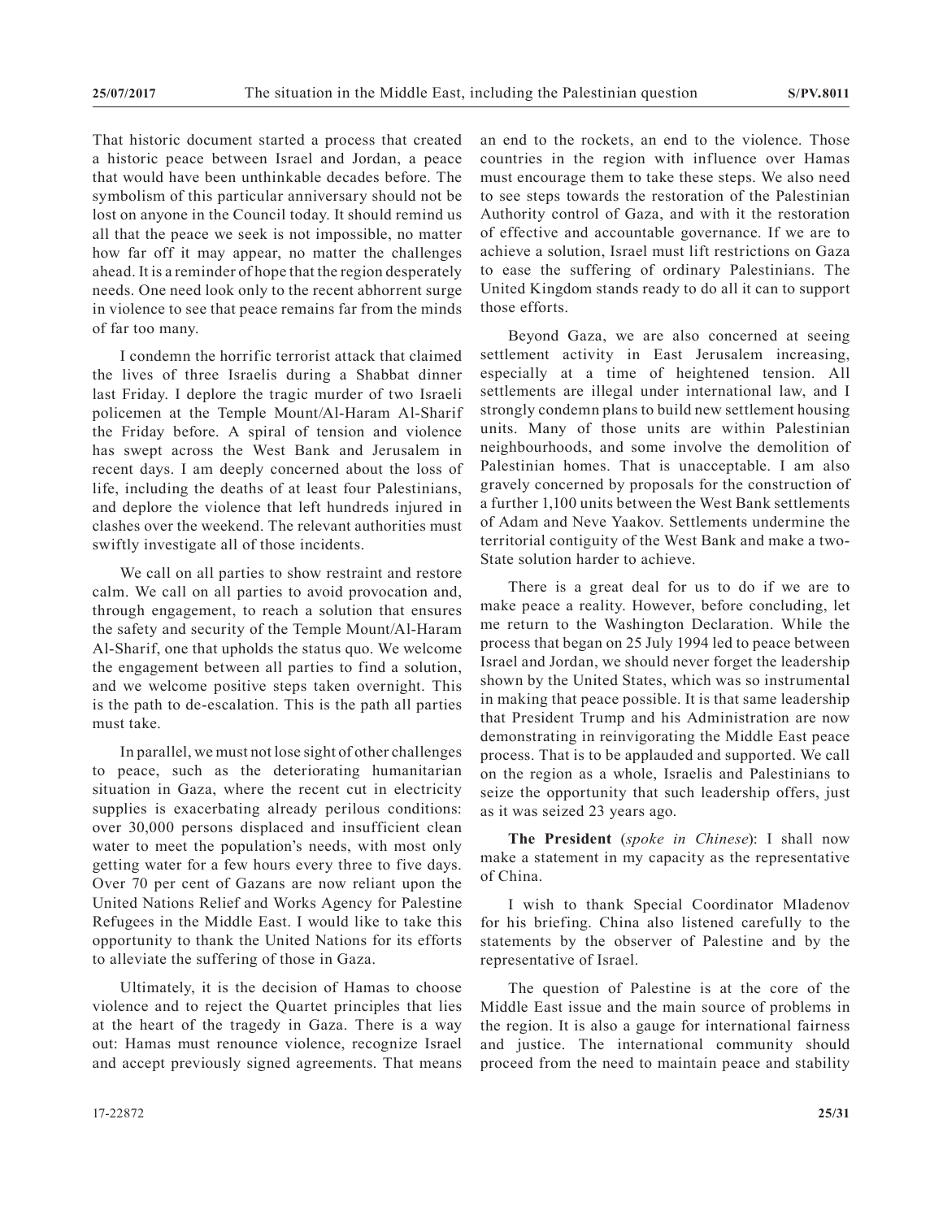That historic document started a process that created a historic peace between Israel and Jordan, a peace that would have been unthinkable decades before. The symbolism of this particular anniversary should not be lost on anyone in the Council today. It should remind us all that the peace we seek is not impossible, no matter how far off it may appear, no matter the challenges ahead. It is a reminder of hope that the region desperately needs. One need look only to the recent abhorrent surge in violence to see that peace remains far from the minds of far too many.

I condemn the horrific terrorist attack that claimed the lives of three Israelis during a Shabbat dinner last Friday. I deplore the tragic murder of two Israeli policemen at the Temple Mount/Al-Haram Al-Sharif the Friday before. A spiral of tension and violence has swept across the West Bank and Jerusalem in recent days. I am deeply concerned about the loss of life, including the deaths of at least four Palestinians, and deplore the violence that left hundreds injured in clashes over the weekend. The relevant authorities must swiftly investigate all of those incidents.

We call on all parties to show restraint and restore calm. We call on all parties to avoid provocation and, through engagement, to reach a solution that ensures the safety and security of the Temple Mount/Al-Haram Al-Sharif, one that upholds the status quo. We welcome the engagement between all parties to find a solution, and we welcome positive steps taken overnight. This is the path to de-escalation. This is the path all parties must take.

In parallel, we must not lose sight of other challenges to peace, such as the deteriorating humanitarian situation in Gaza, where the recent cut in electricity supplies is exacerbating already perilous conditions: over 30,000 persons displaced and insufficient clean water to meet the population's needs, with most only getting water for a few hours every three to five days. Over 70 per cent of Gazans are now reliant upon the United Nations Relief and Works Agency for Palestine Refugees in the Middle East. I would like to take this opportunity to thank the United Nations for its efforts to alleviate the suffering of those in Gaza.

Ultimately, it is the decision of Hamas to choose violence and to reject the Quartet principles that lies at the heart of the tragedy in Gaza. There is a way out: Hamas must renounce violence, recognize Israel and accept previously signed agreements. That means an end to the rockets, an end to the violence. Those countries in the region with influence over Hamas must encourage them to take these steps. We also need to see steps towards the restoration of the Palestinian Authority control of Gaza, and with it the restoration of effective and accountable governance. If we are to achieve a solution, Israel must lift restrictions on Gaza to ease the suffering of ordinary Palestinians. The United Kingdom stands ready to do all it can to support those efforts.

Beyond Gaza, we are also concerned at seeing settlement activity in East Jerusalem increasing, especially at a time of heightened tension. All settlements are illegal under international law, and I strongly condemn plans to build new settlement housing units. Many of those units are within Palestinian neighbourhoods, and some involve the demolition of Palestinian homes. That is unacceptable. I am also gravely concerned by proposals for the construction of a further 1,100 units between the West Bank settlements of Adam and Neve Yaakov. Settlements undermine the territorial contiguity of the West Bank and make a two-State solution harder to achieve.

There is a great deal for us to do if we are to make peace a reality. However, before concluding, let me return to the Washington Declaration. While the process that began on 25 July 1994 led to peace between Israel and Jordan, we should never forget the leadership shown by the United States, which was so instrumental in making that peace possible. It is that same leadership that President Trump and his Administration are now demonstrating in reinvigorating the Middle East peace process. That is to be applauded and supported. We call on the region as a whole, Israelis and Palestinians to seize the opportunity that such leadership offers, just as it was seized 23 years ago.

**The President** (*spoke in Chinese*): I shall now make a statement in my capacity as the representative of China.

I wish to thank Special Coordinator Mladenov for his briefing. China also listened carefully to the statements by the observer of Palestine and by the representative of Israel.

The question of Palestine is at the core of the Middle East issue and the main source of problems in the region. It is also a gauge for international fairness and justice. The international community should proceed from the need to maintain peace and stability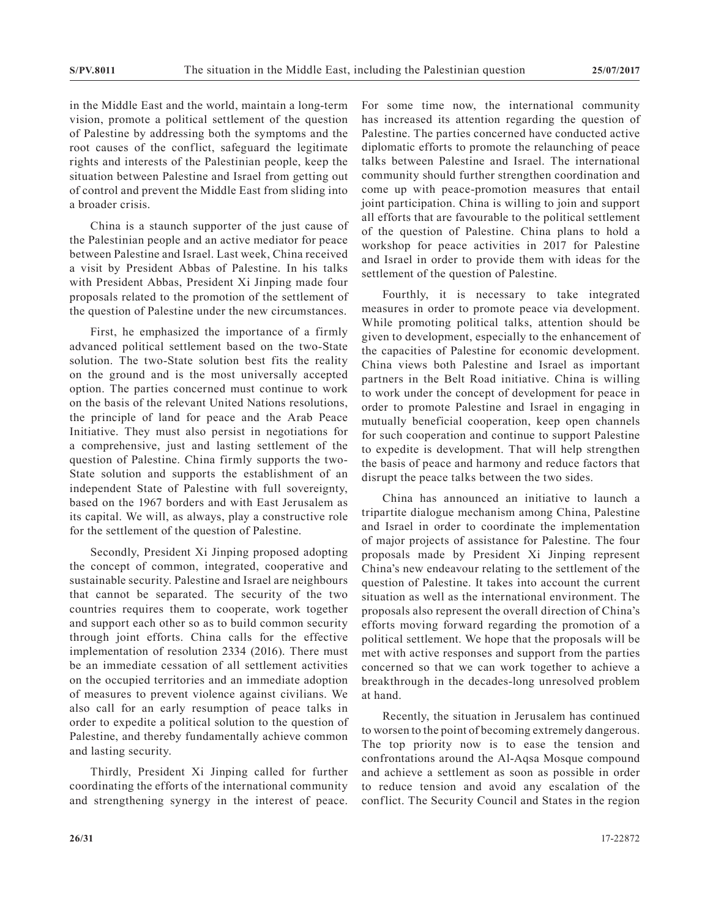in the Middle East and the world, maintain a long-term vision, promote a political settlement of the question of Palestine by addressing both the symptoms and the root causes of the conflict, safeguard the legitimate rights and interests of the Palestinian people, keep the situation between Palestine and Israel from getting out of control and prevent the Middle East from sliding into a broader crisis.

China is a staunch supporter of the just cause of the Palestinian people and an active mediator for peace between Palestine and Israel. Last week, China received a visit by President Abbas of Palestine. In his talks with President Abbas, President Xi Jinping made four proposals related to the promotion of the settlement of the question of Palestine under the new circumstances.

First, he emphasized the importance of a firmly advanced political settlement based on the two-State solution. The two-State solution best fits the reality on the ground and is the most universally accepted option. The parties concerned must continue to work on the basis of the relevant United Nations resolutions, the principle of land for peace and the Arab Peace Initiative. They must also persist in negotiations for a comprehensive, just and lasting settlement of the question of Palestine. China firmly supports the two-State solution and supports the establishment of an independent State of Palestine with full sovereignty, based on the 1967 borders and with East Jerusalem as its capital. We will, as always, play a constructive role for the settlement of the question of Palestine.

Secondly, President Xi Jinping proposed adopting the concept of common, integrated, cooperative and sustainable security. Palestine and Israel are neighbours that cannot be separated. The security of the two countries requires them to cooperate, work together and support each other so as to build common security through joint efforts. China calls for the effective implementation of resolution 2334 (2016). There must be an immediate cessation of all settlement activities on the occupied territories and an immediate adoption of measures to prevent violence against civilians. We also call for an early resumption of peace talks in order to expedite a political solution to the question of Palestine, and thereby fundamentally achieve common and lasting security.

Thirdly, President Xi Jinping called for further coordinating the efforts of the international community and strengthening synergy in the interest of peace. For some time now, the international community has increased its attention regarding the question of Palestine. The parties concerned have conducted active diplomatic efforts to promote the relaunching of peace talks between Palestine and Israel. The international community should further strengthen coordination and come up with peace-promotion measures that entail joint participation. China is willing to join and support all efforts that are favourable to the political settlement of the question of Palestine. China plans to hold a workshop for peace activities in 2017 for Palestine and Israel in order to provide them with ideas for the settlement of the question of Palestine.

Fourthly, it is necessary to take integrated measures in order to promote peace via development. While promoting political talks, attention should be given to development, especially to the enhancement of the capacities of Palestine for economic development. China views both Palestine and Israel as important partners in the Belt Road initiative. China is willing to work under the concept of development for peace in order to promote Palestine and Israel in engaging in mutually beneficial cooperation, keep open channels for such cooperation and continue to support Palestine to expedite is development. That will help strengthen the basis of peace and harmony and reduce factors that disrupt the peace talks between the two sides.

China has announced an initiative to launch a tripartite dialogue mechanism among China, Palestine and Israel in order to coordinate the implementation of major projects of assistance for Palestine. The four proposals made by President Xi Jinping represent China's new endeavour relating to the settlement of the question of Palestine. It takes into account the current situation as well as the international environment. The proposals also represent the overall direction of China's efforts moving forward regarding the promotion of a political settlement. We hope that the proposals will be met with active responses and support from the parties concerned so that we can work together to achieve a breakthrough in the decades-long unresolved problem at hand.

Recently, the situation in Jerusalem has continued to worsen to the point of becoming extremely dangerous. The top priority now is to ease the tension and confrontations around the Al-Aqsa Mosque compound and achieve a settlement as soon as possible in order to reduce tension and avoid any escalation of the conflict. The Security Council and States in the region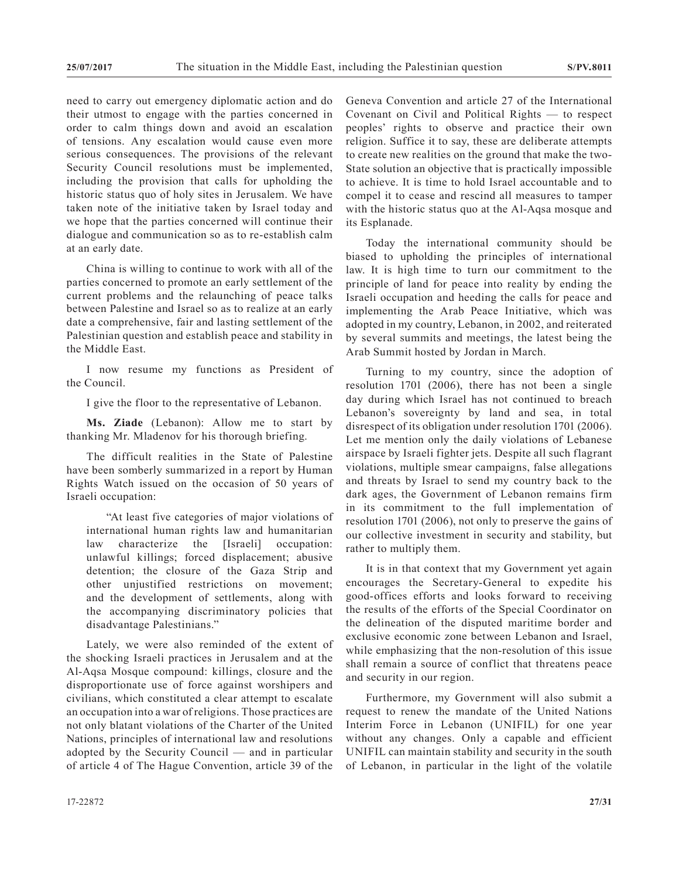need to carry out emergency diplomatic action and do their utmost to engage with the parties concerned in order to calm things down and avoid an escalation of tensions. Any escalation would cause even more serious consequences. The provisions of the relevant Security Council resolutions must be implemented, including the provision that calls for upholding the historic status quo of holy sites in Jerusalem. We have taken note of the initiative taken by Israel today and we hope that the parties concerned will continue their dialogue and communication so as to re-establish calm at an early date.

China is willing to continue to work with all of the parties concerned to promote an early settlement of the current problems and the relaunching of peace talks between Palestine and Israel so as to realize at an early date a comprehensive, fair and lasting settlement of the Palestinian question and establish peace and stability in the Middle East.

I now resume my functions as President of the Council.

I give the floor to the representative of Lebanon.

**Ms. Ziade** (Lebanon): Allow me to start by thanking Mr. Mladenov for his thorough briefing.

The difficult realities in the State of Palestine have been somberly summarized in a report by Human Rights Watch issued on the occasion of 50 years of Israeli occupation:

> "At least five categories of major violations of international human rights law and humanitarian law characterize the [Israeli] occupation: unlawful killings; forced displacement; abusive detention; the closure of the Gaza Strip and other unjustified restrictions on movement; and the development of settlements, along with the accompanying discriminatory policies that disadvantage Palestinians."

Lately, we were also reminded of the extent of the shocking Israeli practices in Jerusalem and at the Al-Aqsa Mosque compound: killings, closure and the disproportionate use of force against worshipers and civilians, which constituted a clear attempt to escalate an occupation into a war of religions. Those practices are not only blatant violations of the Charter of the United Nations, principles of international law and resolutions adopted by the Security Council — and in particular of article 4 of The Hague Convention, article 39 of the Geneva Convention and article 27 of the International Covenant on Civil and Political Rights — to respect peoples' rights to observe and practice their own religion. Suffice it to say, these are deliberate attempts to create new realities on the ground that make the two-State solution an objective that is practically impossible to achieve. It is time to hold Israel accountable and to compel it to cease and rescind all measures to tamper with the historic status quo at the Al-Aqsa mosque and its Esplanade.

Today the international community should be biased to upholding the principles of international law. It is high time to turn our commitment to the principle of land for peace into reality by ending the Israeli occupation and heeding the calls for peace and implementing the Arab Peace Initiative, which was adopted in my country, Lebanon, in 2002, and reiterated by several summits and meetings, the latest being the Arab Summit hosted by Jordan in March.

Turning to my country, since the adoption of resolution 1701 (2006), there has not been a single day during which Israel has not continued to breach Lebanon's sovereignty by land and sea, in total disrespect of its obligation under resolution 1701 (2006). Let me mention only the daily violations of Lebanese airspace by Israeli fighter jets. Despite all such flagrant violations, multiple smear campaigns, false allegations and threats by Israel to send my country back to the dark ages, the Government of Lebanon remains firm in its commitment to the full implementation of resolution 1701 (2006), not only to preserve the gains of our collective investment in security and stability, but rather to multiply them.

It is in that context that my Government yet again encourages the Secretary-General to expedite his good-offices efforts and looks forward to receiving the results of the efforts of the Special Coordinator on the delineation of the disputed maritime border and exclusive economic zone between Lebanon and Israel, while emphasizing that the non-resolution of this issue shall remain a source of conflict that threatens peace and security in our region.

Furthermore, my Government will also submit a request to renew the mandate of the United Nations Interim Force in Lebanon (UNIFIL) for one year without any changes. Only a capable and efficient UNIFIL can maintain stability and security in the south of Lebanon, in particular in the light of the volatile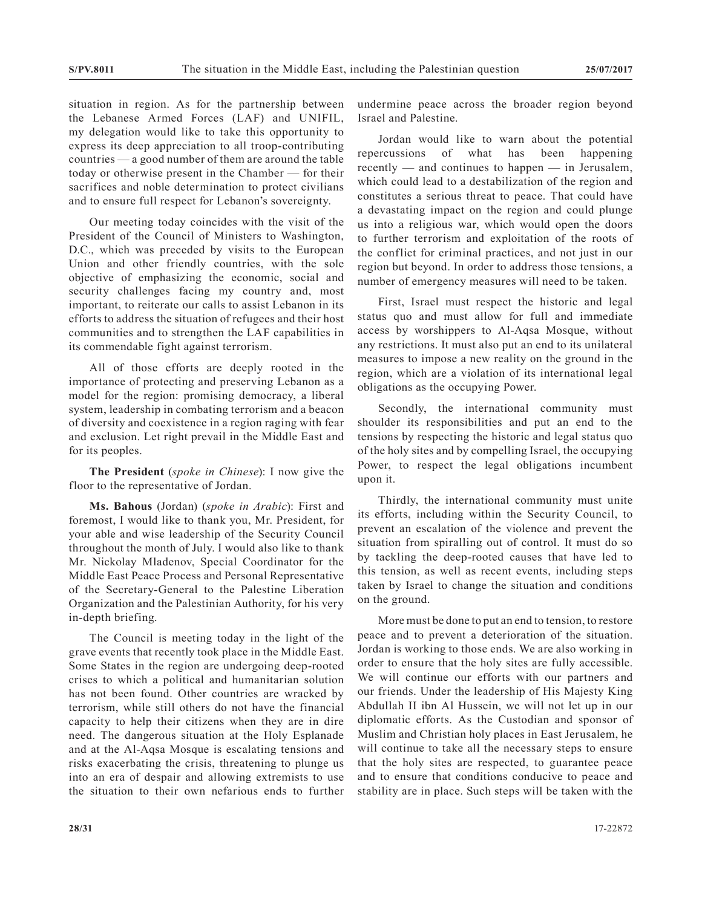situation in region. As for the partnership between the Lebanese Armed Forces (LAF) and UNIFIL, my delegation would like to take this opportunity to express its deep appreciation to all troop-contributing countries — a good number of them are around the table today or otherwise present in the Chamber — for their sacrifices and noble determination to protect civilians and to ensure full respect for Lebanon's sovereignty.

Our meeting today coincides with the visit of the President of the Council of Ministers to Washington, D.C., which was preceded by visits to the European Union and other friendly countries, with the sole objective of emphasizing the economic, social and security challenges facing my country and, most important, to reiterate our calls to assist Lebanon in its efforts to address the situation of refugees and their host communities and to strengthen the LAF capabilities in its commendable fight against terrorism.

All of those efforts are deeply rooted in the importance of protecting and preserving Lebanon as a model for the region: promising democracy, a liberal system, leadership in combating terrorism and a beacon of diversity and coexistence in a region raging with fear and exclusion. Let right prevail in the Middle East and for its peoples.

**The President** (*spoke in Chinese*): I now give the floor to the representative of Jordan.

**Ms. Bahous** (Jordan) (*spoke in Arabic*): First and foremost, I would like to thank you, Mr. President, for your able and wise leadership of the Security Council throughout the month of July. I would also like to thank Mr. Nickolay Mladenov, Special Coordinator for the Middle East Peace Process and Personal Representative of the Secretary-General to the Palestine Liberation Organization and the Palestinian Authority, for his very in-depth briefing.

The Council is meeting today in the light of the grave events that recently took place in the Middle East. Some States in the region are undergoing deep-rooted crises to which a political and humanitarian solution has not been found. Other countries are wracked by terrorism, while still others do not have the financial capacity to help their citizens when they are in dire need. The dangerous situation at the Holy Esplanade and at the Al-Aqsa Mosque is escalating tensions and risks exacerbating the crisis, threatening to plunge us into an era of despair and allowing extremists to use the situation to their own nefarious ends to further undermine peace across the broader region beyond Israel and Palestine.

Jordan would like to warn about the potential repercussions of what has been happening recently — and continues to happen — in Jerusalem, which could lead to a destabilization of the region and constitutes a serious threat to peace. That could have a devastating impact on the region and could plunge us into a religious war, which would open the doors to further terrorism and exploitation of the roots of the conflict for criminal practices, and not just in our region but beyond. In order to address those tensions, a number of emergency measures will need to be taken.

First, Israel must respect the historic and legal status quo and must allow for full and immediate access by worshippers to Al-Aqsa Mosque, without any restrictions. It must also put an end to its unilateral measures to impose a new reality on the ground in the region, which are a violation of its international legal obligations as the occupying Power.

Secondly, the international community must shoulder its responsibilities and put an end to the tensions by respecting the historic and legal status quo of the holy sites and by compelling Israel, the occupying Power, to respect the legal obligations incumbent upon it.

Thirdly, the international community must unite its efforts, including within the Security Council, to prevent an escalation of the violence and prevent the situation from spiralling out of control. It must do so by tackling the deep-rooted causes that have led to this tension, as well as recent events, including steps taken by Israel to change the situation and conditions on the ground.

More must be done to put an end to tension, to restore peace and to prevent a deterioration of the situation. Jordan is working to those ends. We are also working in order to ensure that the holy sites are fully accessible. We will continue our efforts with our partners and our friends. Under the leadership of His Majesty King Abdullah II ibn Al Hussein, we will not let up in our diplomatic efforts. As the Custodian and sponsor of Muslim and Christian holy places in East Jerusalem, he will continue to take all the necessary steps to ensure that the holy sites are respected, to guarantee peace and to ensure that conditions conducive to peace and stability are in place. Such steps will be taken with the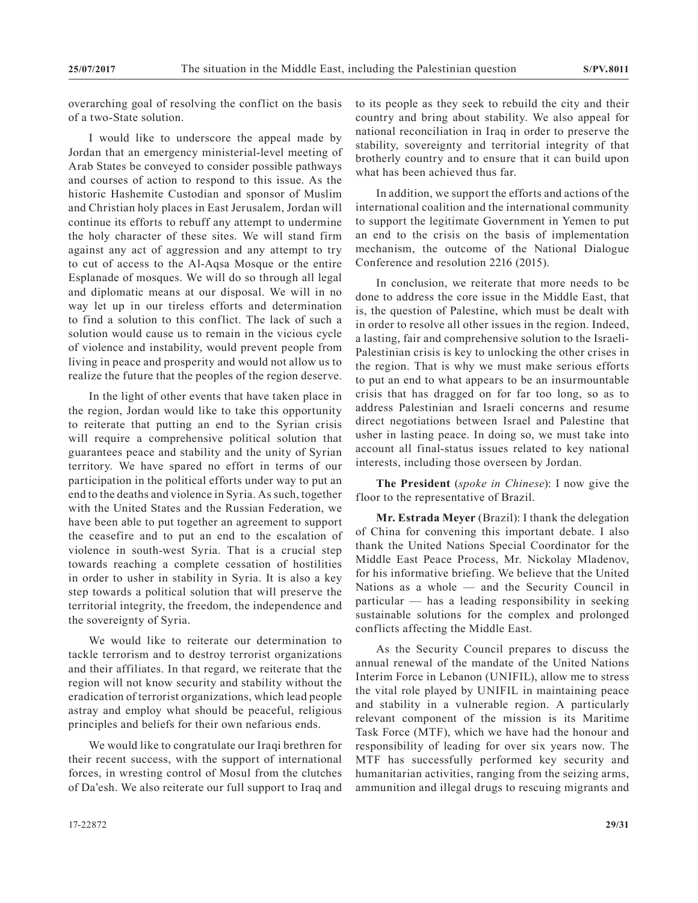overarching goal of resolving the conflict on the basis of a two-State solution.

I would like to underscore the appeal made by Jordan that an emergency ministerial-level meeting of Arab States be conveyed to consider possible pathways and courses of action to respond to this issue. As the historic Hashemite Custodian and sponsor of Muslim and Christian holy places in East Jerusalem, Jordan will continue its efforts to rebuff any attempt to undermine the holy character of these sites. We will stand firm against any act of aggression and any attempt to try to cut of access to the Al-Aqsa Mosque or the entire Esplanade of mosques. We will do so through all legal and diplomatic means at our disposal. We will in no way let up in our tireless efforts and determination to find a solution to this conflict. The lack of such a solution would cause us to remain in the vicious cycle of violence and instability, would prevent people from living in peace and prosperity and would not allow us to realize the future that the peoples of the region deserve.

In the light of other events that have taken place in the region, Jordan would like to take this opportunity to reiterate that putting an end to the Syrian crisis will require a comprehensive political solution that guarantees peace and stability and the unity of Syrian territory. We have spared no effort in terms of our participation in the political efforts under way to put an end to the deaths and violence in Syria. As such, together with the United States and the Russian Federation, we have been able to put together an agreement to support the ceasefire and to put an end to the escalation of violence in south-west Syria. That is a crucial step towards reaching a complete cessation of hostilities in order to usher in stability in Syria. It is also a key step towards a political solution that will preserve the territorial integrity, the freedom, the independence and the sovereignty of Syria.

We would like to reiterate our determination to tackle terrorism and to destroy terrorist organizations and their affiliates. In that regard, we reiterate that the region will not know security and stability without the eradication of terrorist organizations, which lead people astray and employ what should be peaceful, religious principles and beliefs for their own nefarious ends.

We would like to congratulate our Iraqi brethren for their recent success, with the support of international forces, in wresting control of Mosul from the clutches of Da'esh. We also reiterate our full support to Iraq and to its people as they seek to rebuild the city and their country and bring about stability. We also appeal for national reconciliation in Iraq in order to preserve the stability, sovereignty and territorial integrity of that brotherly country and to ensure that it can build upon what has been achieved thus far.

In addition, we support the efforts and actions of the international coalition and the international community to support the legitimate Government in Yemen to put an end to the crisis on the basis of implementation mechanism, the outcome of the National Dialogue Conference and resolution 2216 (2015).

In conclusion, we reiterate that more needs to be done to address the core issue in the Middle East, that is, the question of Palestine, which must be dealt with in order to resolve all other issues in the region. Indeed, a lasting, fair and comprehensive solution to the Israeli-Palestinian crisis is key to unlocking the other crises in the region. That is why we must make serious efforts to put an end to what appears to be an insurmountable crisis that has dragged on for far too long, so as to address Palestinian and Israeli concerns and resume direct negotiations between Israel and Palestine that usher in lasting peace. In doing so, we must take into account all final-status issues related to key national interests, including those overseen by Jordan.

**The President** (*spoke in Chinese*): I now give the floor to the representative of Brazil.

**Mr. Estrada Meyer** (Brazil): I thank the delegation of China for convening this important debate. I also thank the United Nations Special Coordinator for the Middle East Peace Process, Mr. Nickolay Mladenov, for his informative briefing. We believe that the United Nations as a whole — and the Security Council in particular — has a leading responsibility in seeking sustainable solutions for the complex and prolonged conflicts affecting the Middle East.

As the Security Council prepares to discuss the annual renewal of the mandate of the United Nations Interim Force in Lebanon (UNIFIL), allow me to stress the vital role played by UNIFIL in maintaining peace and stability in a vulnerable region. A particularly relevant component of the mission is its Maritime Task Force (MTF), which we have had the honour and responsibility of leading for over six years now. The MTF has successfully performed key security and humanitarian activities, ranging from the seizing arms, ammunition and illegal drugs to rescuing migrants and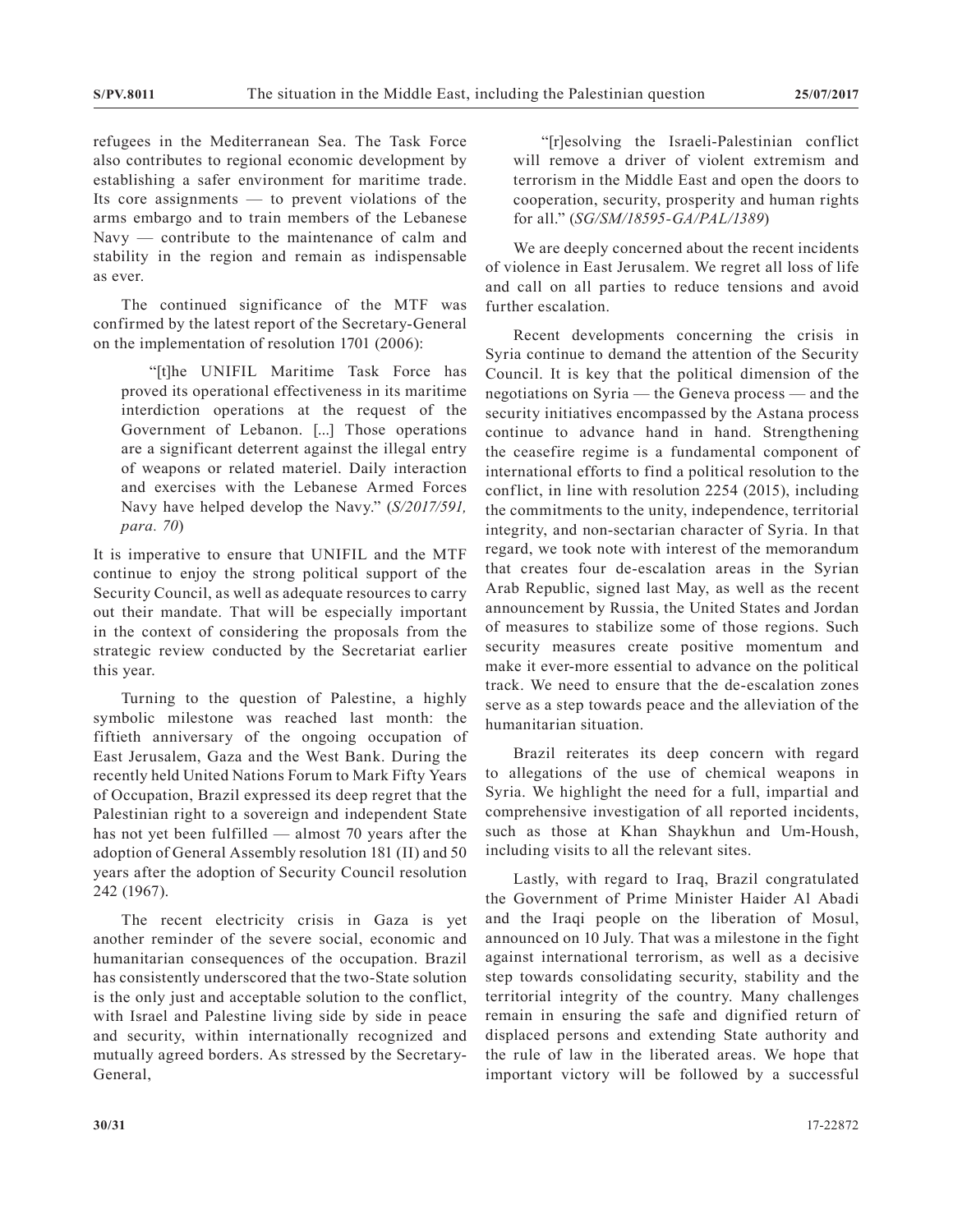refugees in the Mediterranean Sea. The Task Force also contributes to regional economic development by establishing a safer environment for maritime trade. Its core assignments — to prevent violations of the arms embargo and to train members of the Lebanese Navy — contribute to the maintenance of calm and stability in the region and remain as indispensable as ever.

The continued significance of the MTF was confirmed by the latest report of the Secretary-General on the implementation of resolution 1701 (2006):

> "[t]he UNIFIL Maritime Task Force has proved its operational effectiveness in its maritime interdiction operations at the request of the Government of Lebanon. [...] Those operations are a significant deterrent against the illegal entry of weapons or related materiel. Daily interaction and exercises with the Lebanese Armed Forces Navy have helped develop the Navy." (*S/2017/591, para. 70*)

It is imperative to ensure that UNIFIL and the MTF continue to enjoy the strong political support of the Security Council, as well as adequate resources to carry out their mandate. That will be especially important in the context of considering the proposals from the strategic review conducted by the Secretariat earlier this year.

Turning to the question of Palestine, a highly symbolic milestone was reached last month: the fiftieth anniversary of the ongoing occupation of East Jerusalem, Gaza and the West Bank. During the recently held United Nations Forum to Mark Fifty Years of Occupation, Brazil expressed its deep regret that the Palestinian right to a sovereign and independent State has not yet been fulfilled — almost 70 years after the adoption of General Assembly resolution 181 (II) and 50 years after the adoption of Security Council resolution 242 (1967).

The recent electricity crisis in Gaza is yet another reminder of the severe social, economic and humanitarian consequences of the occupation. Brazil has consistently underscored that the two-State solution is the only just and acceptable solution to the conflict, with Israel and Palestine living side by side in peace and security, within internationally recognized and mutually agreed borders. As stressed by the Secretary-General,

> "[r]esolving the Israeli-Palestinian conflict will remove a driver of violent extremism and terrorism in the Middle East and open the doors to cooperation, security, prosperity and human rights for all." (*SG/SM/18595-GA/PAL/1389*)

We are deeply concerned about the recent incidents of violence in East Jerusalem. We regret all loss of life and call on all parties to reduce tensions and avoid further escalation.

Recent developments concerning the crisis in Syria continue to demand the attention of the Security Council. It is key that the political dimension of the negotiations on Syria — the Geneva process — and the security initiatives encompassed by the Astana process continue to advance hand in hand. Strengthening the ceasefire regime is a fundamental component of international efforts to find a political resolution to the conflict, in line with resolution 2254 (2015), including the commitments to the unity, independence, territorial integrity, and non-sectarian character of Syria. In that regard, we took note with interest of the memorandum that creates four de-escalation areas in the Syrian Arab Republic, signed last May, as well as the recent announcement by Russia, the United States and Jordan of measures to stabilize some of those regions. Such security measures create positive momentum and make it ever-more essential to advance on the political track. We need to ensure that the de-escalation zones serve as a step towards peace and the alleviation of the humanitarian situation.

Brazil reiterates its deep concern with regard to allegations of the use of chemical weapons in Syria. We highlight the need for a full, impartial and comprehensive investigation of all reported incidents, such as those at Khan Shaykhun and Um-Housh, including visits to all the relevant sites.

Lastly, with regard to Iraq, Brazil congratulated the Government of Prime Minister Haider Al Abadi and the Iraqi people on the liberation of Mosul, announced on 10 July. That was a milestone in the fight against international terrorism, as well as a decisive step towards consolidating security, stability and the territorial integrity of the country. Many challenges remain in ensuring the safe and dignified return of displaced persons and extending State authority and the rule of law in the liberated areas. We hope that important victory will be followed by a successful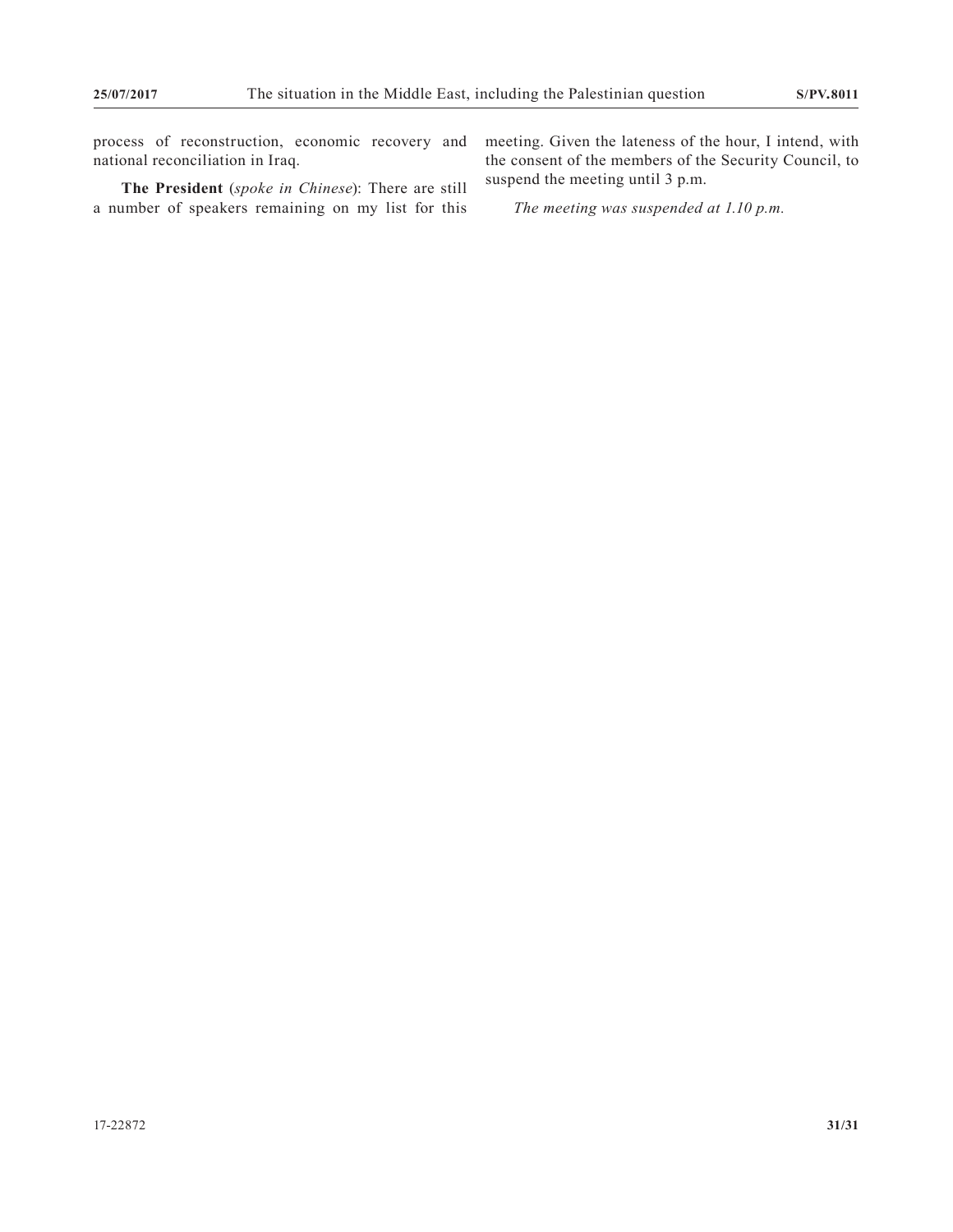process of reconstruction, economic recovery and national reconciliation in Iraq.

**The President** (*spoke in Chinese*): There are still a number of speakers remaining on my list for this meeting. Given the lateness of the hour, I intend, with the consent of the members of the Security Council, to suspend the meeting until 3 p.m.

*The meeting was suspended at 1.10 p.m.*